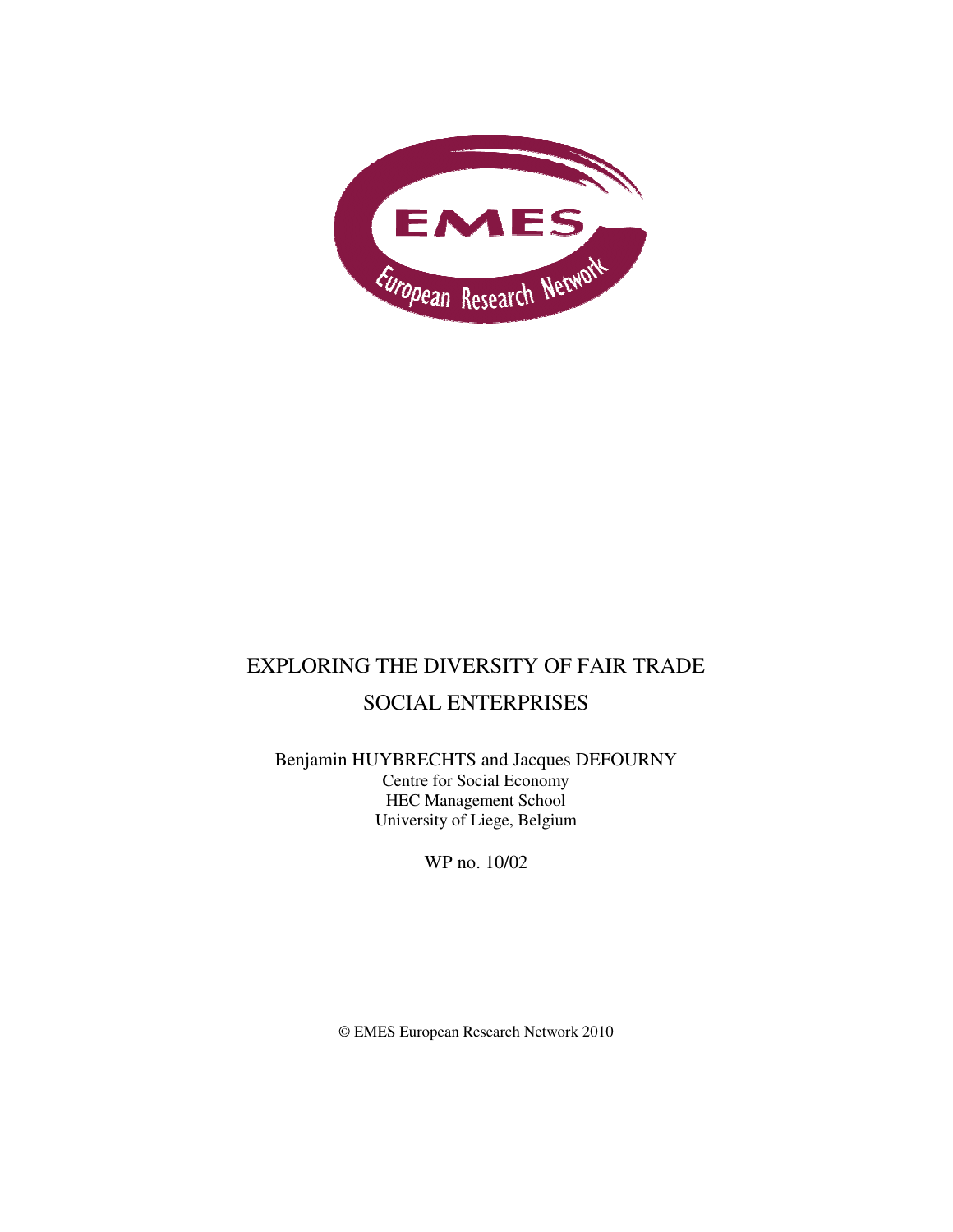EMES

European Research Network

# EXPLORING THE DIVERSITY OF FAIR TRADE SOCIAL ENTERPRISES

Benjamin HUYBRECHTS and Jacques DEFOURNY
Centre for Social Economy
HEC Management School
University of Liege, Belgium

WP no. 10/02

© EMES European Research Network 2010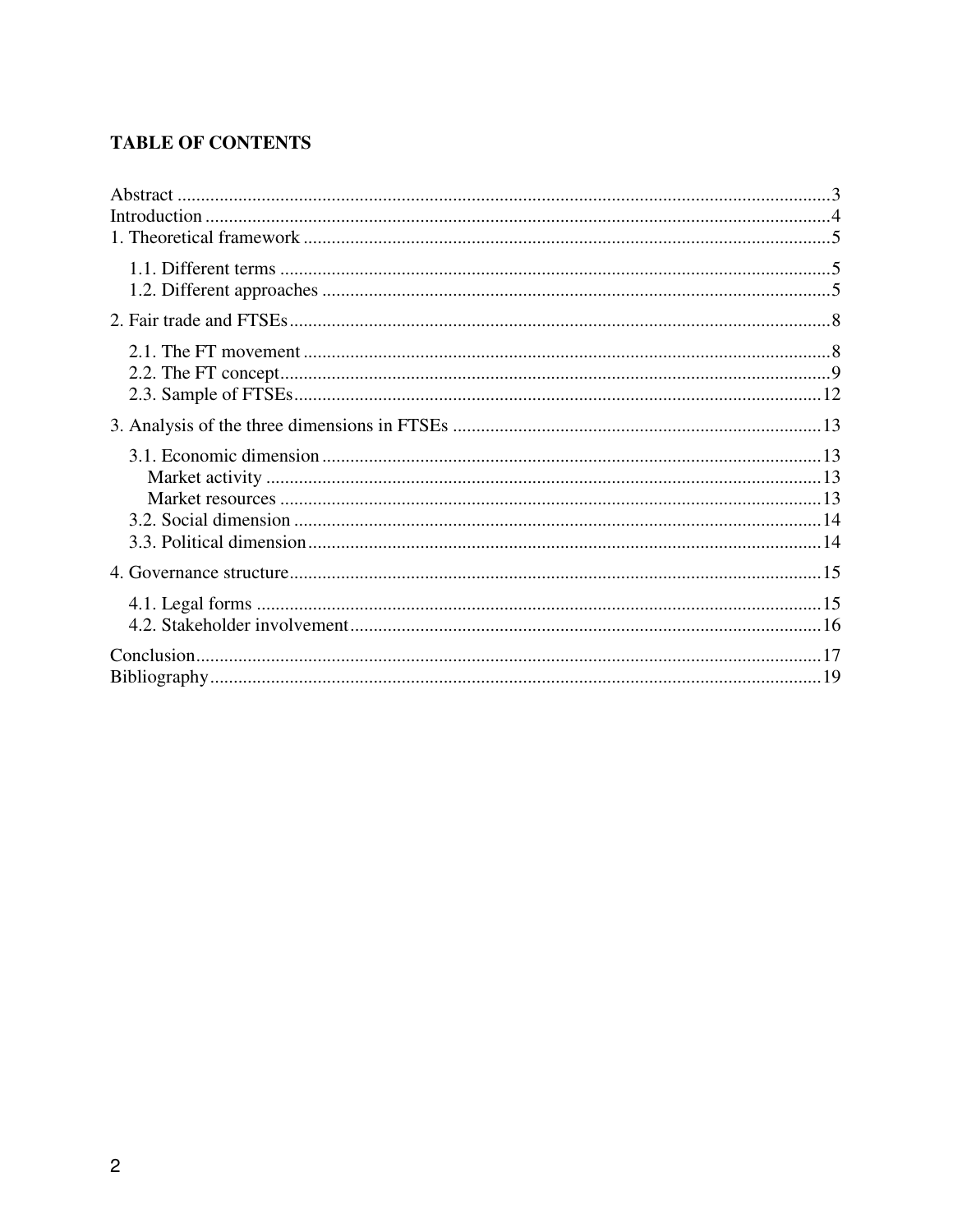**TABLE OF CONTENTS**

Abstract ........................................................................................................................3
Introduction ....................................................................................................................4
1. Theoretical framework ................................................................................................5

- 1.1. Different terms ....................................................................................................5
- 1.2. Different approaches ............................................................................................5

2. Fair trade and FTSEs....................................................................................................8

- 2.1. The FT movement ................................................................................................8
- 2.2. The FT concept.....................................................................................................9
- 2.3. Sample of FTSEs..................................................................................................12

3. Analysis of the three dimensions in FTSEs ...............................................................13

- 3.1. Economic dimension ...........................................................................................13
  - Market activity .......................................................................................................13
  - Market resources ....................................................................................................13
- 3.2. Social dimension .................................................................................................14
- 3.3. Political dimension..............................................................................................14

4. Governance structure..................................................................................................15

- 4.1. Legal forms .........................................................................................................15
- 4.2. Stakeholder involvement.....................................................................................16

Conclusion.....................................................................................................................17
Bibliography..................................................................................................................19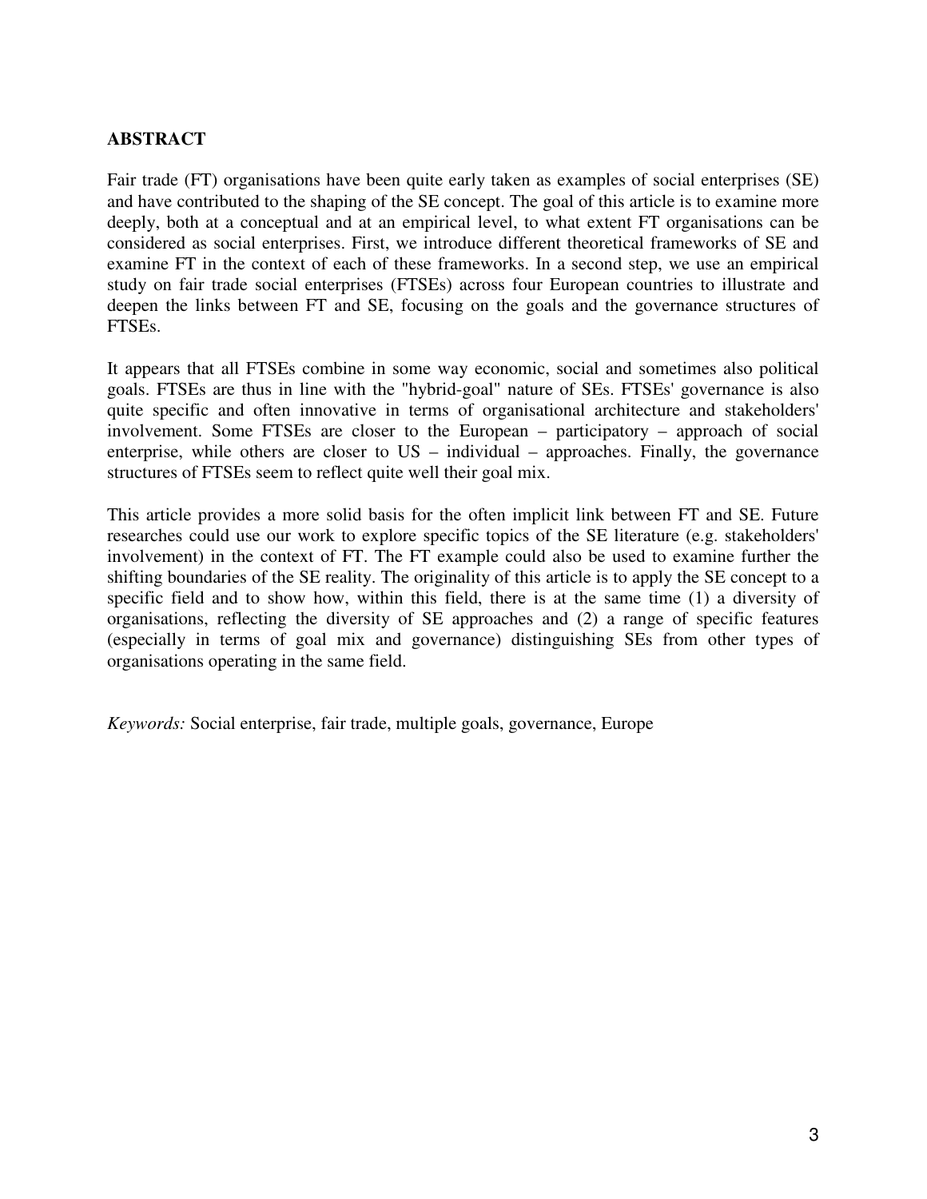## ABSTRACT

Fair trade (FT) organisations have been quite early taken as examples of social enterprises (SE) and have contributed to the shaping of the SE concept. The goal of this article is to examine more deeply, both at a conceptual and at an empirical level, to what extent FT organisations can be considered as social enterprises. First, we introduce different theoretical frameworks of SE and examine FT in the context of each of these frameworks. In a second step, we use an empirical study on fair trade social enterprises (FTSEs) across four European countries to illustrate and deepen the links between FT and SE, focusing on the goals and the governance structures of FTSEs.

It appears that all FTSEs combine in some way economic, social and sometimes also political goals. FTSEs are thus in line with the "hybrid-goal" nature of SEs. FTSEs' governance is also quite specific and often innovative in terms of organisational architecture and stakeholders' involvement. Some FTSEs are closer to the European – participatory – approach of social enterprise, while others are closer to US – individual – approaches. Finally, the governance structures of FTSEs seem to reflect quite well their goal mix.

This article provides a more solid basis for the often implicit link between FT and SE. Future researches could use our work to explore specific topics of the SE literature (e.g. stakeholders' involvement) in the context of FT. The FT example could also be used to examine further the shifting boundaries of the SE reality. The originality of this article is to apply the SE concept to a specific field and to show how, within this field, there is at the same time (1) a diversity of organisations, reflecting the diversity of SE approaches and (2) a range of specific features (especially in terms of goal mix and governance) distinguishing SEs from other types of organisations operating in the same field.

*Keywords:* Social enterprise, fair trade, multiple goals, governance, Europe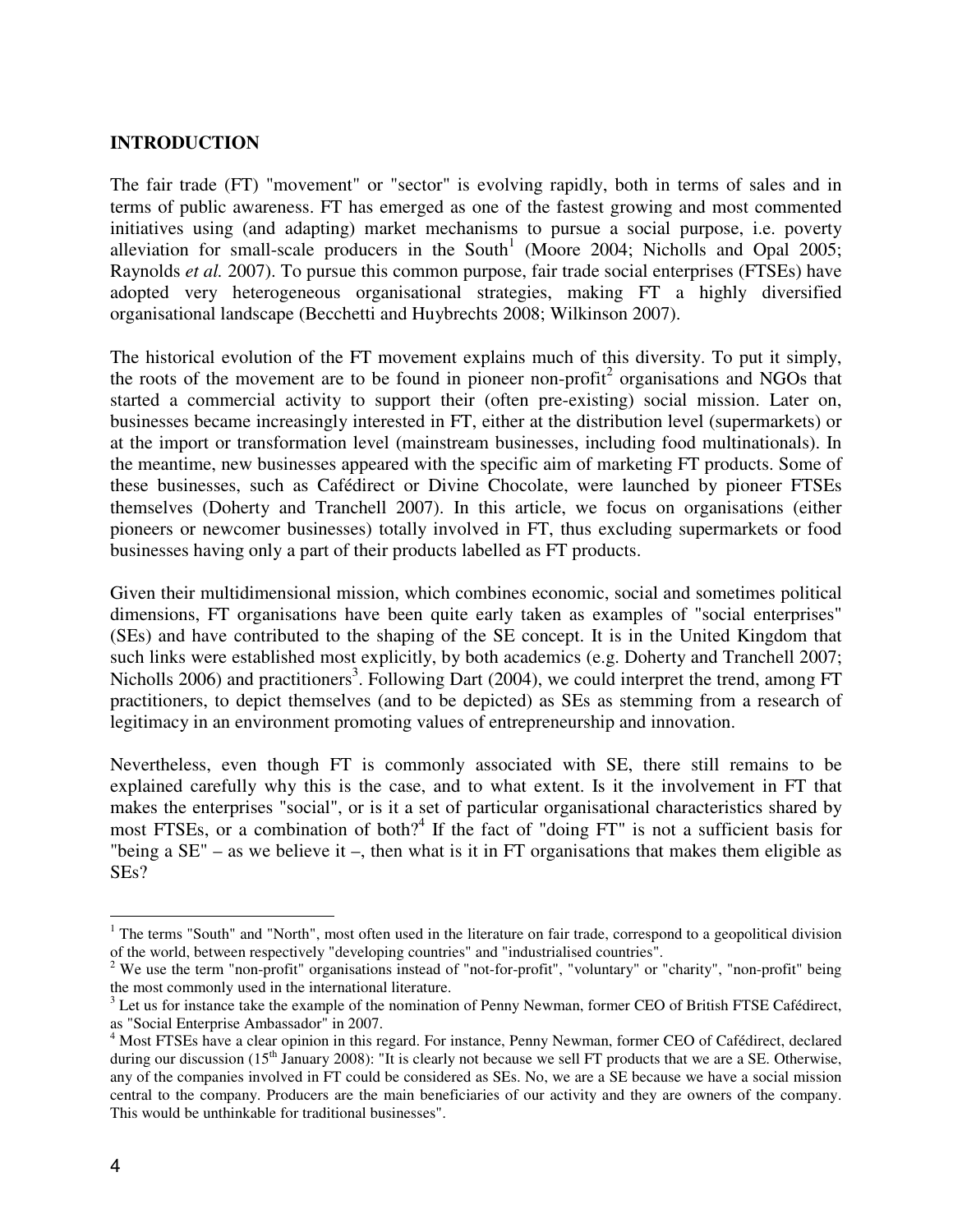## INTRODUCTION

The fair trade (FT) "movement" or "sector" is evolving rapidly, both in terms of sales and in terms of public awareness. FT has emerged as one of the fastest growing and most commented initiatives using (and adapting) market mechanisms to pursue a social purpose, i.e. poverty alleviation for small-scale producers in the South[1] (Moore 2004; Nicholls and Opal 2005; Raynolds *et al.* 2007). To pursue this common purpose, fair trade social enterprises (FTSEs) have adopted very heterogeneous organisational strategies, making FT a highly diversified organisational landscape (Becchetti and Huybrechts 2008; Wilkinson 2007).

The historical evolution of the FT movement explains much of this diversity. To put it simply, the roots of the movement are to be found in pioneer non-profit[2] organisations and NGOs that started a commercial activity to support their (often pre-existing) social mission. Later on, businesses became increasingly interested in FT, either at the distribution level (supermarkets) or at the import or transformation level (mainstream businesses, including food multinationals). In the meantime, new businesses appeared with the specific aim of marketing FT products. Some of these businesses, such as Cafédirect or Divine Chocolate, were launched by pioneer FTSEs themselves (Doherty and Tranchell 2007). In this article, we focus on organisations (either pioneers or newcomer businesses) totally involved in FT, thus excluding supermarkets or food businesses having only a part of their products labelled as FT products.

Given their multidimensional mission, which combines economic, social and sometimes political dimensions, FT organisations have been quite early taken as examples of "social enterprises" (SEs) and have contributed to the shaping of the SE concept. It is in the United Kingdom that such links were established most explicitly, by both academics (e.g. Doherty and Tranchell 2007; Nicholls 2006) and practitioners[3]. Following Dart (2004), we could interpret the trend, among FT practitioners, to depict themselves (and to be depicted) as SEs as stemming from a research of legitimacy in an environment promoting values of entrepreneurship and innovation.

Nevertheless, even though FT is commonly associated with SE, there still remains to be explained carefully why this is the case, and to what extent. Is it the involvement in FT that makes the enterprises "social", or is it a set of particular organisational characteristics shared by most FTSEs, or a combination of both?[4] If the fact of "doing FT" is not a sufficient basis for "being a SE" – as we believe it –, then what is it in FT organisations that makes them eligible as SEs?

---

[1] The terms "South" and "North", most often used in the literature on fair trade, correspond to a geopolitical division of the world, between respectively "developing countries" and "industrialised countries".

[2] We use the term "non-profit" organisations instead of "not-for-profit", "voluntary" or "charity", "non-profit" being the most commonly used in the international literature.

[3] Let us for instance take the example of the nomination of Penny Newman, former CEO of British FTSE Cafédirect, as "Social Enterprise Ambassador" in 2007.

[4] Most FTSEs have a clear opinion in this regard. For instance, Penny Newman, former CEO of Cafédirect, declared during our discussion (15th January 2008): "It is clearly not because we sell FT products that we are a SE. Otherwise, any of the companies involved in FT could be considered as SEs. No, we are a SE because we have a social mission central to the company. Producers are the main beneficiaries of our activity and they are owners of the company. This would be unthinkable for traditional businesses".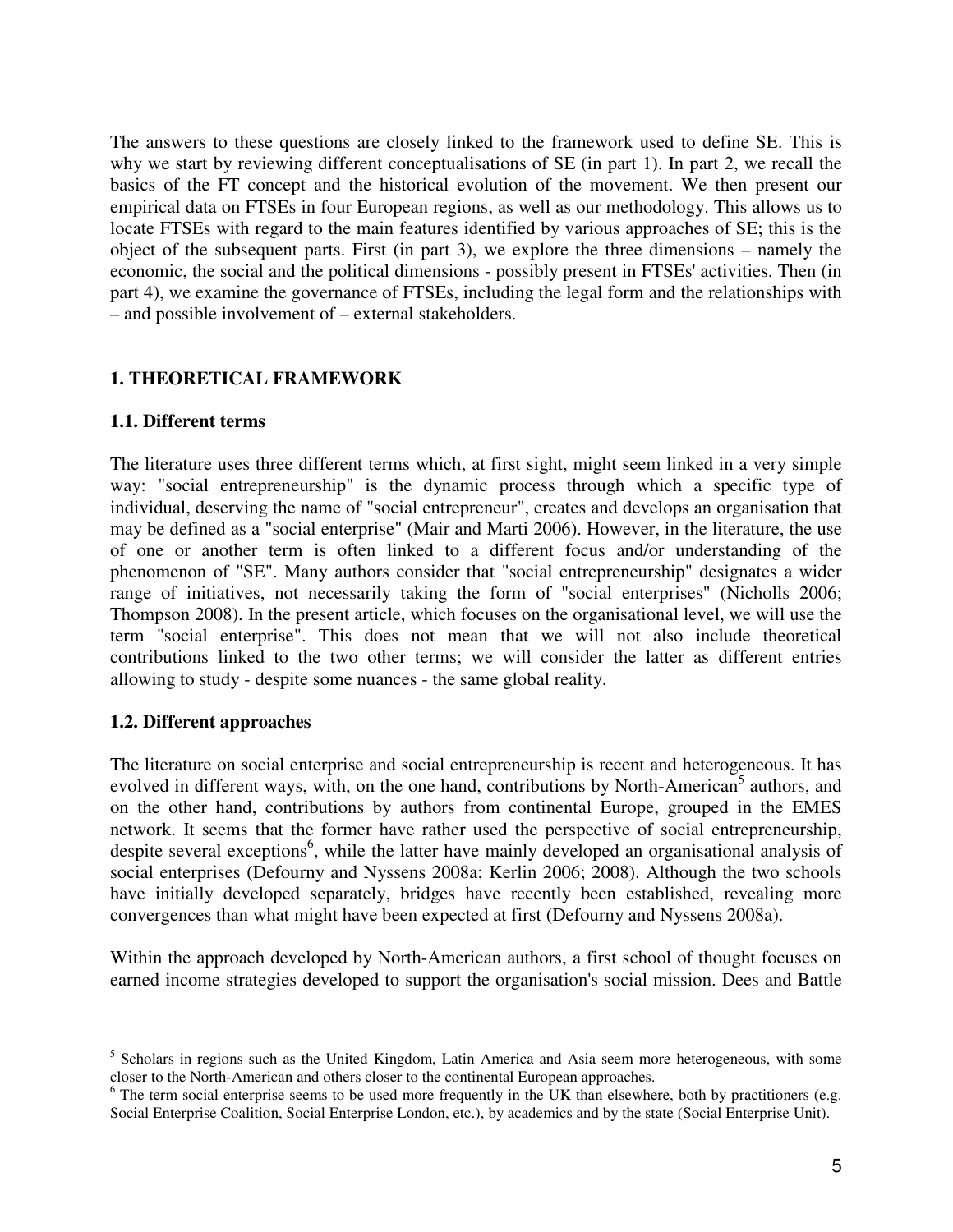The answers to these questions are closely linked to the framework used to define SE. This is why we start by reviewing different conceptualisations of SE (in part 1). In part 2, we recall the basics of the FT concept and the historical evolution of the movement. We then present our empirical data on FTSEs in four European regions, as well as our methodology. This allows us to locate FTSEs with regard to the main features identified by various approaches of SE; this is the object of the subsequent parts. First (in part 3), we explore the three dimensions – namely the economic, the social and the political dimensions - possibly present in FTSEs' activities. Then (in part 4), we examine the governance of FTSEs, including the legal form and the relationships with – and possible involvement of – external stakeholders.

## 1. THEORETICAL FRAMEWORK

### 1.1. Different terms

The literature uses three different terms which, at first sight, might seem linked in a very simple way: "social entrepreneurship" is the dynamic process through which a specific type of individual, deserving the name of "social entrepreneur", creates and develops an organisation that may be defined as a "social enterprise" (Mair and Marti 2006). However, in the literature, the use of one or another term is often linked to a different focus and/or understanding of the phenomenon of "SE". Many authors consider that "social entrepreneurship" designates a wider range of initiatives, not necessarily taking the form of "social enterprises" (Nicholls 2006; Thompson 2008). In the present article, which focuses on the organisational level, we will use the term "social enterprise". This does not mean that we will not also include theoretical contributions linked to the two other terms; we will consider the latter as different entries allowing to study - despite some nuances - the same global reality.

### 1.2. Different approaches

The literature on social enterprise and social entrepreneurship is recent and heterogeneous. It has evolved in different ways, with, on the one hand, contributions by North-American[5] authors, and on the other hand, contributions by authors from continental Europe, grouped in the EMES network. It seems that the former have rather used the perspective of social entrepreneurship, despite several exceptions[6], while the latter have mainly developed an organisational analysis of social enterprises (Defourny and Nyssens 2008a; Kerlin 2006; 2008). Although the two schools have initially developed separately, bridges have recently been established, revealing more convergences than what might have been expected at first (Defourny and Nyssens 2008a).

Within the approach developed by North-American authors, a first school of thought focuses on earned income strategies developed to support the organisation's social mission. Dees and Battle

---

[5] Scholars in regions such as the United Kingdom, Latin America and Asia seem more heterogeneous, with some closer to the North-American and others closer to the continental European approaches.

[6] The term social enterprise seems to be used more frequently in the UK than elsewhere, both by practitioners (e.g. Social Enterprise Coalition, Social Enterprise London, etc.), by academics and by the state (Social Enterprise Unit).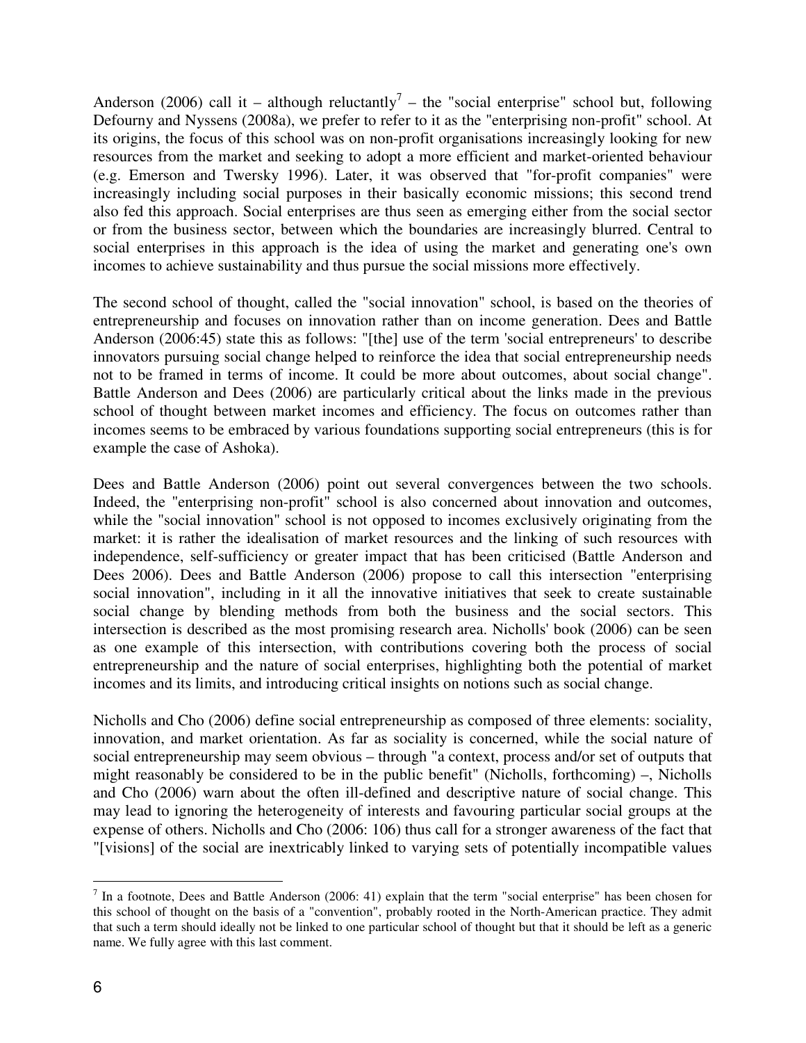Anderson (2006) call it – although reluctantly[7] – the "social enterprise" school but, following Defourny and Nyssens (2008a), we prefer to refer to it as the "enterprising non-profit" school. At its origins, the focus of this school was on non-profit organisations increasingly looking for new resources from the market and seeking to adopt a more efficient and market-oriented behaviour (e.g. Emerson and Twersky 1996). Later, it was observed that "for-profit companies" were increasingly including social purposes in their basically economic missions; this second trend also fed this approach. Social enterprises are thus seen as emerging either from the social sector or from the business sector, between which the boundaries are increasingly blurred. Central to social enterprises in this approach is the idea of using the market and generating one's own incomes to achieve sustainability and thus pursue the social missions more effectively.

The second school of thought, called the "social innovation" school, is based on the theories of entrepreneurship and focuses on innovation rather than on income generation. Dees and Battle Anderson (2006:45) state this as follows: "[the] use of the term 'social entrepreneurs' to describe innovators pursuing social change helped to reinforce the idea that social entrepreneurship needs not to be framed in terms of income. It could be more about outcomes, about social change". Battle Anderson and Dees (2006) are particularly critical about the links made in the previous school of thought between market incomes and efficiency. The focus on outcomes rather than incomes seems to be embraced by various foundations supporting social entrepreneurs (this is for example the case of Ashoka).

Dees and Battle Anderson (2006) point out several convergences between the two schools. Indeed, the "enterprising non-profit" school is also concerned about innovation and outcomes, while the "social innovation" school is not opposed to incomes exclusively originating from the market: it is rather the idealisation of market resources and the linking of such resources with independence, self-sufficiency or greater impact that has been criticised (Battle Anderson and Dees 2006). Dees and Battle Anderson (2006) propose to call this intersection "enterprising social innovation", including in it all the innovative initiatives that seek to create sustainable social change by blending methods from both the business and the social sectors. This intersection is described as the most promising research area. Nicholls' book (2006) can be seen as one example of this intersection, with contributions covering both the process of social entrepreneurship and the nature of social enterprises, highlighting both the potential of market incomes and its limits, and introducing critical insights on notions such as social change.

Nicholls and Cho (2006) define social entrepreneurship as composed of three elements: sociality, innovation, and market orientation. As far as sociality is concerned, while the social nature of social entrepreneurship may seem obvious – through "a context, process and/or set of outputs that might reasonably be considered to be in the public benefit" (Nicholls, forthcoming) –, Nicholls and Cho (2006) warn about the often ill-defined and descriptive nature of social change. This may lead to ignoring the heterogeneity of interests and favouring particular social groups at the expense of others. Nicholls and Cho (2006: 106) thus call for a stronger awareness of the fact that "[visions] of the social are inextricably linked to varying sets of potentially incompatible values

[7] In a footnote, Dees and Battle Anderson (2006: 41) explain that the term "social enterprise" has been chosen for this school of thought on the basis of a "convention", probably rooted in the North-American practice. They admit that such a term should ideally not be linked to one particular school of thought but that it should be left as a generic name. We fully agree with this last comment.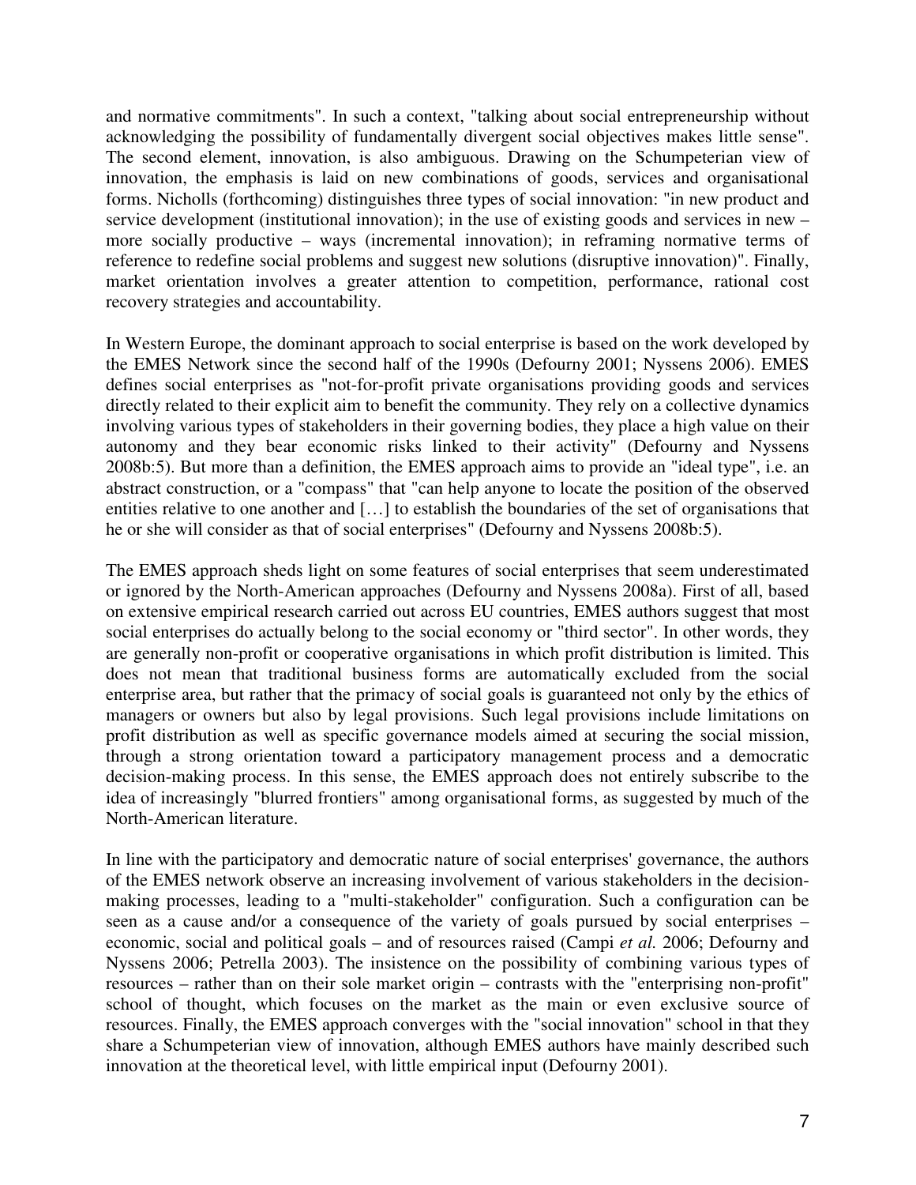and normative commitments". In such a context, "talking about social entrepreneurship without acknowledging the possibility of fundamentally divergent social objectives makes little sense". The second element, innovation, is also ambiguous. Drawing on the Schumpeterian view of innovation, the emphasis is laid on new combinations of goods, services and organisational forms. Nicholls (forthcoming) distinguishes three types of social innovation: "in new product and service development (institutional innovation); in the use of existing goods and services in new – more socially productive – ways (incremental innovation); in reframing normative terms of reference to redefine social problems and suggest new solutions (disruptive innovation)". Finally, market orientation involves a greater attention to competition, performance, rational cost recovery strategies and accountability.

In Western Europe, the dominant approach to social enterprise is based on the work developed by the EMES Network since the second half of the 1990s (Defourny 2001; Nyssens 2006). EMES defines social enterprises as "not-for-profit private organisations providing goods and services directly related to their explicit aim to benefit the community. They rely on a collective dynamics involving various types of stakeholders in their governing bodies, they place a high value on their autonomy and they bear economic risks linked to their activity" (Defourny and Nyssens 2008b:5). But more than a definition, the EMES approach aims to provide an "ideal type", i.e. an abstract construction, or a "compass" that "can help anyone to locate the position of the observed entities relative to one another and […] to establish the boundaries of the set of organisations that he or she will consider as that of social enterprises" (Defourny and Nyssens 2008b:5).

The EMES approach sheds light on some features of social enterprises that seem underestimated or ignored by the North-American approaches (Defourny and Nyssens 2008a). First of all, based on extensive empirical research carried out across EU countries, EMES authors suggest that most social enterprises do actually belong to the social economy or "third sector". In other words, they are generally non-profit or cooperative organisations in which profit distribution is limited. This does not mean that traditional business forms are automatically excluded from the social enterprise area, but rather that the primacy of social goals is guaranteed not only by the ethics of managers or owners but also by legal provisions. Such legal provisions include limitations on profit distribution as well as specific governance models aimed at securing the social mission, through a strong orientation toward a participatory management process and a democratic decision-making process. In this sense, the EMES approach does not entirely subscribe to the idea of increasingly "blurred frontiers" among organisational forms, as suggested by much of the North-American literature.

In line with the participatory and democratic nature of social enterprises' governance, the authors of the EMES network observe an increasing involvement of various stakeholders in the decision-making processes, leading to a "multi-stakeholder" configuration. Such a configuration can be seen as a cause and/or a consequence of the variety of goals pursued by social enterprises – economic, social and political goals – and of resources raised (Campi *et al.* 2006; Defourny and Nyssens 2006; Petrella 2003). The insistence on the possibility of combining various types of resources – rather than on their sole market origin – contrasts with the "enterprising non-profit" school of thought, which focuses on the market as the main or even exclusive source of resources. Finally, the EMES approach converges with the "social innovation" school in that they share a Schumpeterian view of innovation, although EMES authors have mainly described such innovation at the theoretical level, with little empirical input (Defourny 2001).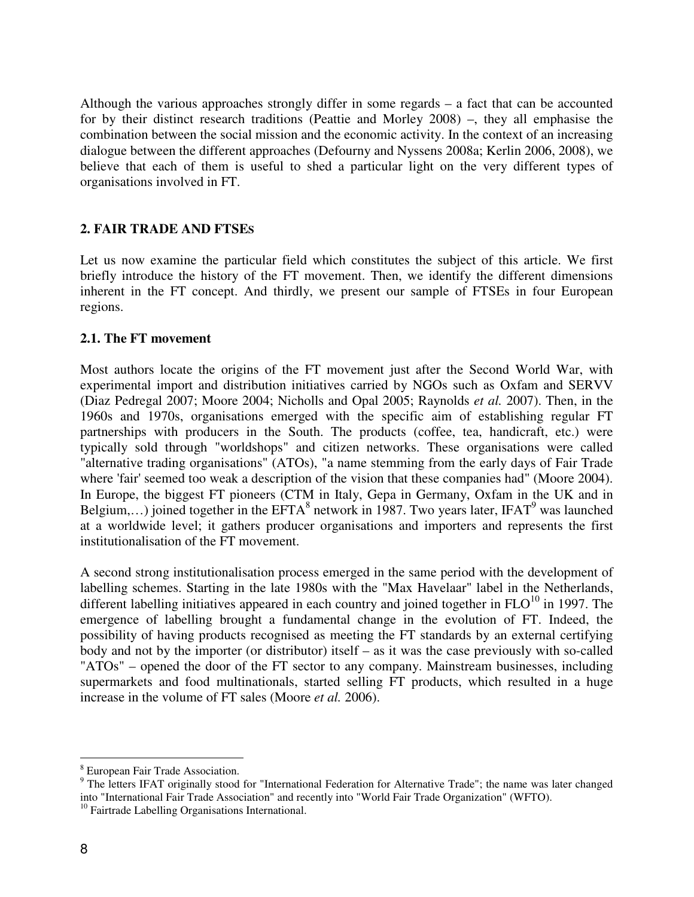Although the various approaches strongly differ in some regards – a fact that can be accounted for by their distinct research traditions (Peattie and Morley 2008) –, they all emphasise the combination between the social mission and the economic activity. In the context of an increasing dialogue between the different approaches (Defourny and Nyssens 2008a; Kerlin 2006, 2008), we believe that each of them is useful to shed a particular light on the very different types of organisations involved in FT.

## 2. FAIR TRADE AND FTSEs

Let us now examine the particular field which constitutes the subject of this article. We first briefly introduce the history of the FT movement. Then, we identify the different dimensions inherent in the FT concept. And thirdly, we present our sample of FTSEs in four European regions.

### 2.1. The FT movement

Most authors locate the origins of the FT movement just after the Second World War, with experimental import and distribution initiatives carried by NGOs such as Oxfam and SERVV (Diaz Pedregal 2007; Moore 2004; Nicholls and Opal 2005; Raynolds *et al.* 2007). Then, in the 1960s and 1970s, organisations emerged with the specific aim of establishing regular FT partnerships with producers in the South. The products (coffee, tea, handicraft, etc.) were typically sold through "worldshops" and citizen networks. These organisations were called "alternative trading organisations" (ATOs), "a name stemming from the early days of Fair Trade where 'fair' seemed too weak a description of the vision that these companies had" (Moore 2004). In Europe, the biggest FT pioneers (CTM in Italy, Gepa in Germany, Oxfam in the UK and in Belgium,…) joined together in the EFTA[8] network in 1987. Two years later, IFAT[9] was launched at a worldwide level; it gathers producer organisations and importers and represents the first institutionalisation of the FT movement.

A second strong institutionalisation process emerged in the same period with the development of labelling schemes. Starting in the late 1980s with the "Max Havelaar" label in the Netherlands, different labelling initiatives appeared in each country and joined together in FLO[10] in 1997. The emergence of labelling brought a fundamental change in the evolution of FT. Indeed, the possibility of having products recognised as meeting the FT standards by an external certifying body and not by the importer (or distributor) itself – as it was the case previously with so-called "ATOs" – opened the door of the FT sector to any company. Mainstream businesses, including supermarkets and food multinationals, started selling FT products, which resulted in a huge increase in the volume of FT sales (Moore *et al.* 2006).

---

[8] European Fair Trade Association.

[9] The letters IFAT originally stood for "International Federation for Alternative Trade"; the name was later changed into "International Fair Trade Association" and recently into "World Fair Trade Organization" (WFTO).

[10] Fairtrade Labelling Organisations International.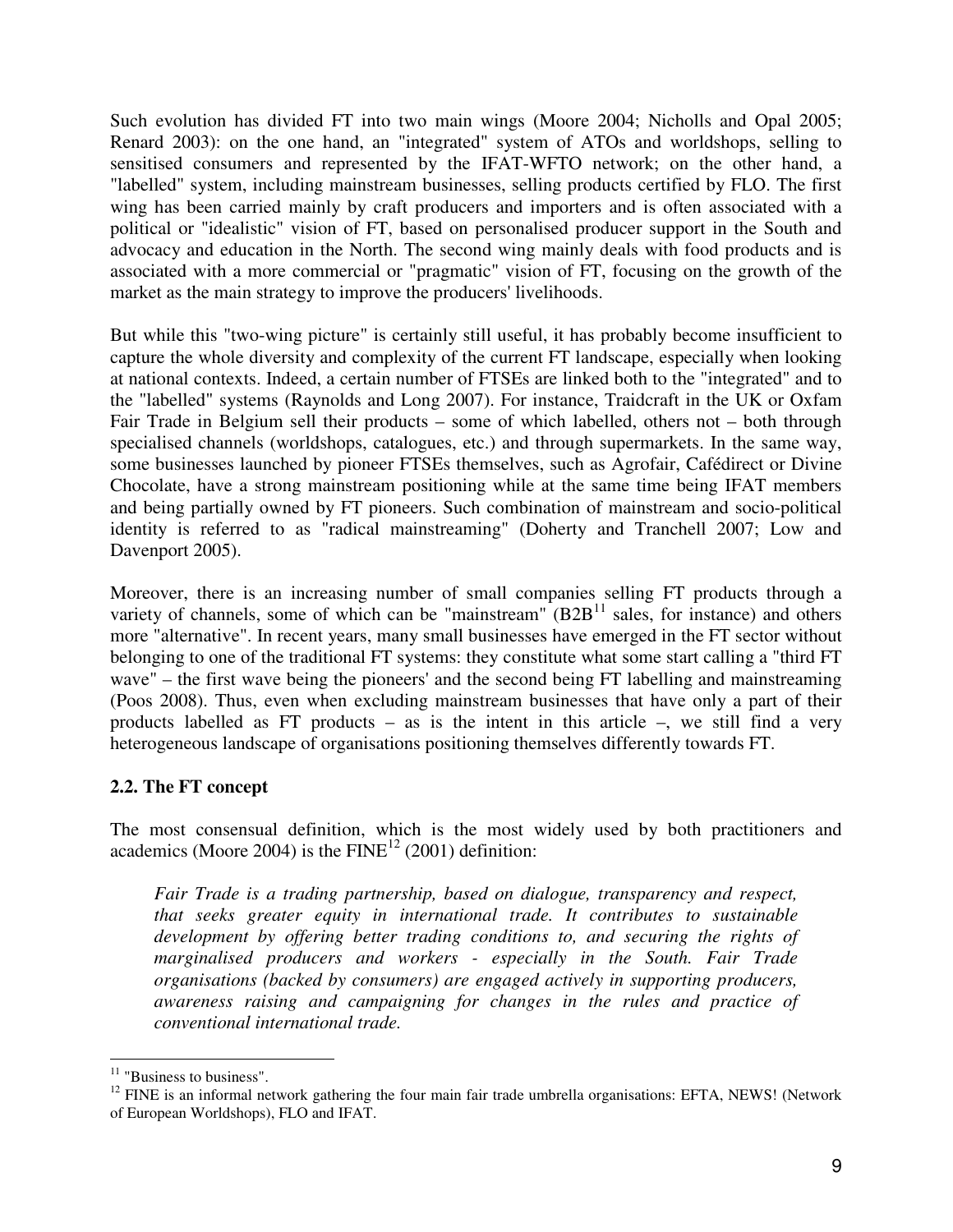Such evolution has divided FT into two main wings (Moore 2004; Nicholls and Opal 2005; Renard 2003): on the one hand, an "integrated" system of ATOs and worldshops, selling to sensitised consumers and represented by the IFAT-WFTO network; on the other hand, a "labelled" system, including mainstream businesses, selling products certified by FLO. The first wing has been carried mainly by craft producers and importers and is often associated with a political or "idealistic" vision of FT, based on personalised producer support in the South and advocacy and education in the North. The second wing mainly deals with food products and is associated with a more commercial or "pragmatic" vision of FT, focusing on the growth of the market as the main strategy to improve the producers' livelihoods.

But while this "two-wing picture" is certainly still useful, it has probably become insufficient to capture the whole diversity and complexity of the current FT landscape, especially when looking at national contexts. Indeed, a certain number of FTSEs are linked both to the "integrated" and to the "labelled" systems (Raynolds and Long 2007). For instance, Traidcraft in the UK or Oxfam Fair Trade in Belgium sell their products – some of which labelled, others not – both through specialised channels (worldshops, catalogues, etc.) and through supermarkets. In the same way, some businesses launched by pioneer FTSEs themselves, such as Agrofair, Cafédirect or Divine Chocolate, have a strong mainstream positioning while at the same time being IFAT members and being partially owned by FT pioneers. Such combination of mainstream and socio-political identity is referred to as "radical mainstreaming" (Doherty and Tranchell 2007; Low and Davenport 2005).

Moreover, there is an increasing number of small companies selling FT products through a variety of channels, some of which can be "mainstream" (B2B[11] sales, for instance) and others more "alternative". In recent years, many small businesses have emerged in the FT sector without belonging to one of the traditional FT systems: they constitute what some start calling a "third FT wave" – the first wave being the pioneers' and the second being FT labelling and mainstreaming (Poos 2008). Thus, even when excluding mainstream businesses that have only a part of their products labelled as FT products – as is the intent in this article –, we still find a very heterogeneous landscape of organisations positioning themselves differently towards FT.

### 2.2. The FT concept

The most consensual definition, which is the most widely used by both practitioners and academics (Moore 2004) is the FINE[12] (2001) definition:

> *Fair Trade is a trading partnership, based on dialogue, transparency and respect, that seeks greater equity in international trade. It contributes to sustainable development by offering better trading conditions to, and securing the rights of marginalised producers and workers - especially in the South. Fair Trade organisations (backed by consumers) are engaged actively in supporting producers, awareness raising and campaigning for changes in the rules and practice of conventional international trade.*

---

[11] "Business to business".

[12] FINE is an informal network gathering the four main fair trade umbrella organisations: EFTA, NEWS! (Network of European Worldshops), FLO and IFAT.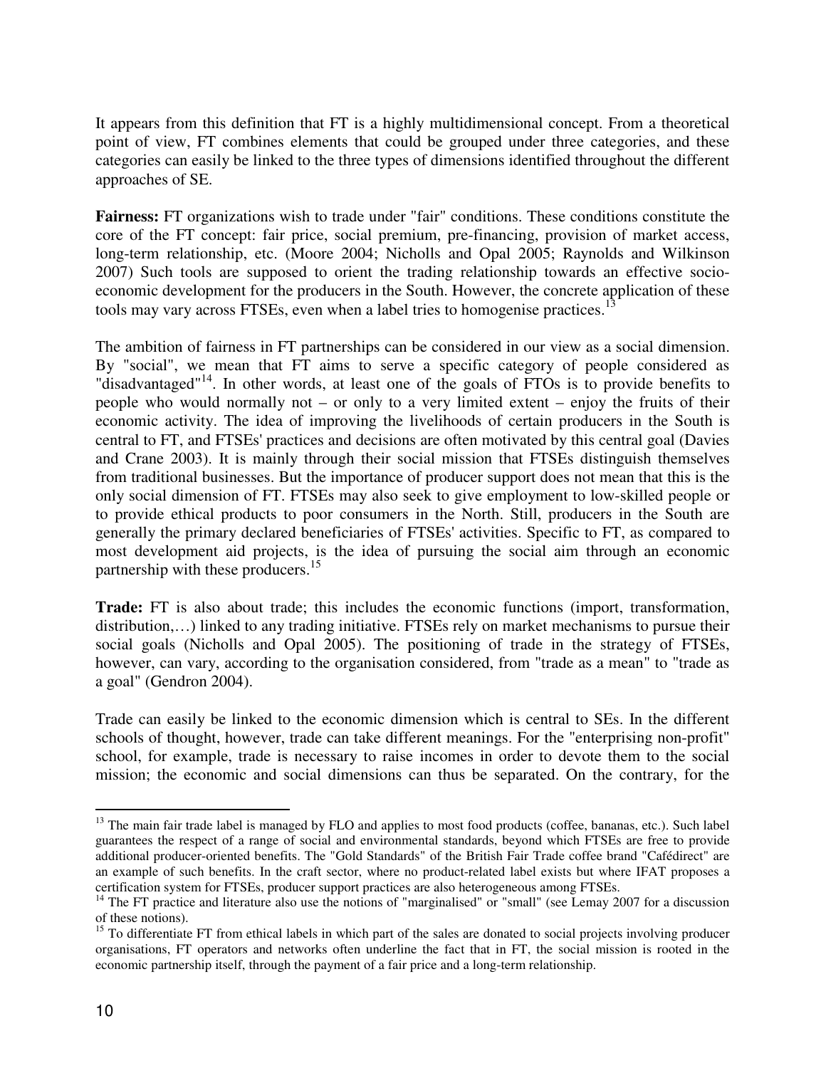It appears from this definition that FT is a highly multidimensional concept. From a theoretical point of view, FT combines elements that could be grouped under three categories, and these categories can easily be linked to the three types of dimensions identified throughout the different approaches of SE.

**Fairness:** FT organizations wish to trade under "fair" conditions. These conditions constitute the core of the FT concept: fair price, social premium, pre-financing, provision of market access, long-term relationship, etc. (Moore 2004; Nicholls and Opal 2005; Raynolds and Wilkinson 2007) Such tools are supposed to orient the trading relationship towards an effective socio-economic development for the producers in the South. However, the concrete application of these tools may vary across FTSEs, even when a label tries to homogenise practices.[13]

The ambition of fairness in FT partnerships can be considered in our view as a social dimension. By "social", we mean that FT aims to serve a specific category of people considered as "disadvantaged"[14]. In other words, at least one of the goals of FTOs is to provide benefits to people who would normally not – or only to a very limited extent – enjoy the fruits of their economic activity. The idea of improving the livelihoods of certain producers in the South is central to FT, and FTSEs' practices and decisions are often motivated by this central goal (Davies and Crane 2003). It is mainly through their social mission that FTSEs distinguish themselves from traditional businesses. But the importance of producer support does not mean that this is the only social dimension of FT. FTSEs may also seek to give employment to low-skilled people or to provide ethical products to poor consumers in the North. Still, producers in the South are generally the primary declared beneficiaries of FTSEs' activities. Specific to FT, as compared to most development aid projects, is the idea of pursuing the social aim through an economic partnership with these producers.[15]

**Trade:** FT is also about trade; this includes the economic functions (import, transformation, distribution,…) linked to any trading initiative. FTSEs rely on market mechanisms to pursue their social goals (Nicholls and Opal 2005). The positioning of trade in the strategy of FTSEs, however, can vary, according to the organisation considered, from "trade as a mean" to "trade as a goal" (Gendron 2004).

Trade can easily be linked to the economic dimension which is central to SEs. In the different schools of thought, however, trade can take different meanings. For the "enterprising non-profit" school, for example, trade is necessary to raise incomes in order to devote them to the social mission; the economic and social dimensions can thus be separated. On the contrary, for the

---

[13] The main fair trade label is managed by FLO and applies to most food products (coffee, bananas, etc.). Such label guarantees the respect of a range of social and environmental standards, beyond which FTSEs are free to provide additional producer-oriented benefits. The "Gold Standards" of the British Fair Trade coffee brand "Cafédirect" are an example of such benefits. In the craft sector, where no product-related label exists but where IFAT proposes a certification system for FTSEs, producer support practices are also heterogeneous among FTSEs.

[14] The FT practice and literature also use the notions of "marginalised" or "small" (see Lemay 2007 for a discussion of these notions).

[15] To differentiate FT from ethical labels in which part of the sales are donated to social projects involving producer organisations, FT operators and networks often underline the fact that in FT, the social mission is rooted in the economic partnership itself, through the payment of a fair price and a long-term relationship.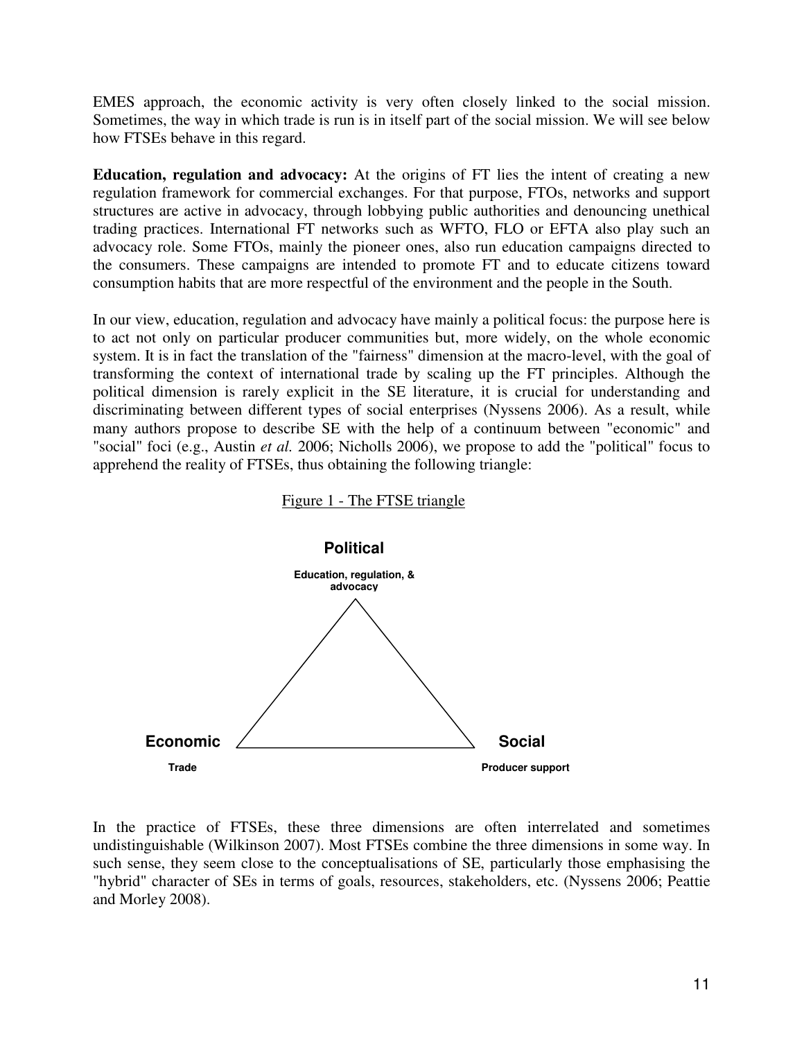EMES approach, the economic activity is very often closely linked to the social mission. Sometimes, the way in which trade is run is in itself part of the social mission. We will see below how FTSEs behave in this regard.

**Education, regulation and advocacy:** At the origins of FT lies the intent of creating a new regulation framework for commercial exchanges. For that purpose, FTOs, networks and support structures are active in advocacy, through lobbying public authorities and denouncing unethical trading practices. International FT networks such as WFTO, FLO or EFTA also play such an advocacy role. Some FTOs, mainly the pioneer ones, also run education campaigns directed to the consumers. These campaigns are intended to promote FT and to educate citizens toward consumption habits that are more respectful of the environment and the people in the South.

In our view, education, regulation and advocacy have mainly a political focus: the purpose here is to act not only on particular producer communities but, more widely, on the whole economic system. It is in fact the translation of the "fairness" dimension at the macro-level, with the goal of transforming the context of international trade by scaling up the FT principles. Although the political dimension is rarely explicit in the SE literature, it is crucial for understanding and discriminating between different types of social enterprises (Nyssens 2006). As a result, while many authors propose to describe SE with the help of a continuum between "economic" and "social" foci (e.g., Austin *et al.* 2006; Nicholls 2006), we propose to add the "political" focus to apprehend the reality of FTSEs, thus obtaining the following triangle:

Figure 1 - The FTSE triangle

**Political**
Education, regulation, & advocacy

**Economic**
Trade

**Social**
Producer support

In the practice of FTSEs, these three dimensions are often interrelated and sometimes undistinguishable (Wilkinson 2007). Most FTSEs combine the three dimensions in some way. In such sense, they seem close to the conceptualisations of SE, particularly those emphasising the "hybrid" character of SEs in terms of goals, resources, stakeholders, etc. (Nyssens 2006; Peattie and Morley 2008).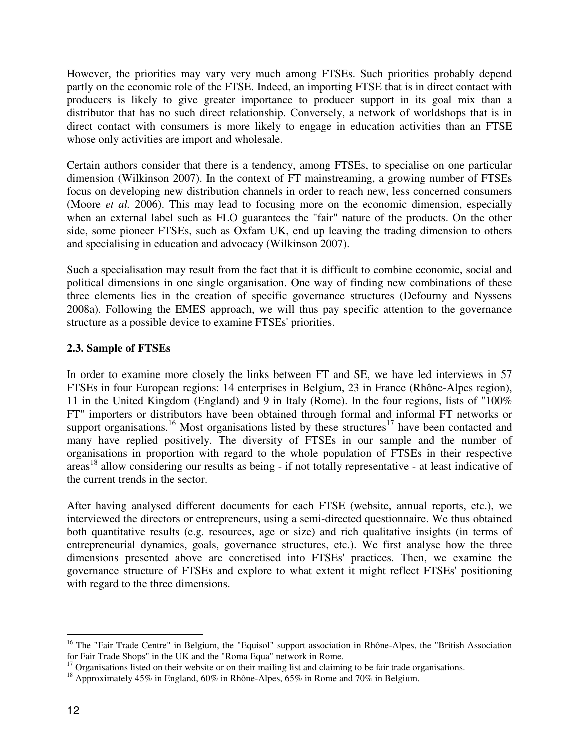However, the priorities may vary very much among FTSEs. Such priorities probably depend partly on the economic role of the FTSE. Indeed, an importing FTSE that is in direct contact with producers is likely to give greater importance to producer support in its goal mix than a distributor that has no such direct relationship. Conversely, a network of worldshops that is in direct contact with consumers is more likely to engage in education activities than an FTSE whose only activities are import and wholesale.

Certain authors consider that there is a tendency, among FTSEs, to specialise on one particular dimension (Wilkinson 2007). In the context of FT mainstreaming, a growing number of FTSEs focus on developing new distribution channels in order to reach new, less concerned consumers (Moore *et al.* 2006). This may lead to focusing more on the economic dimension, especially when an external label such as FLO guarantees the "fair" nature of the products. On the other side, some pioneer FTSEs, such as Oxfam UK, end up leaving the trading dimension to others and specialising in education and advocacy (Wilkinson 2007).

Such a specialisation may result from the fact that it is difficult to combine economic, social and political dimensions in one single organisation. One way of finding new combinations of these three elements lies in the creation of specific governance structures (Defourny and Nyssens 2008a). Following the EMES approach, we will thus pay specific attention to the governance structure as a possible device to examine FTSEs' priorities.

## 2.3. Sample of FTSEs

In order to examine more closely the links between FT and SE, we have led interviews in 57 FTSEs in four European regions: 14 enterprises in Belgium, 23 in France (Rhône-Alpes region), 11 in the United Kingdom (England) and 9 in Italy (Rome). In the four regions, lists of "100% FT" importers or distributors have been obtained through formal and informal FT networks or support organisations.[16] Most organisations listed by these structures[17] have been contacted and many have replied positively. The diversity of FTSEs in our sample and the number of organisations in proportion with regard to the whole population of FTSEs in their respective areas[18] allow considering our results as being - if not totally representative - at least indicative of the current trends in the sector.

After having analysed different documents for each FTSE (website, annual reports, etc.), we interviewed the directors or entrepreneurs, using a semi-directed questionnaire. We thus obtained both quantitative results (e.g. resources, age or size) and rich qualitative insights (in terms of entrepreneurial dynamics, goals, governance structures, etc.). We first analyse how the three dimensions presented above are concretised into FTSEs' practices. Then, we examine the governance structure of FTSEs and explore to what extent it might reflect FTSEs' positioning with regard to the three dimensions.

---

[16] The "Fair Trade Centre" in Belgium, the "Equisol" support association in Rhône-Alpes, the "British Association for Fair Trade Shops" in the UK and the "Roma Equa" network in Rome.

[17] Organisations listed on their website or on their mailing list and claiming to be fair trade organisations.

[18] Approximately 45% in England, 60% in Rhône-Alpes, 65% in Rome and 70% in Belgium.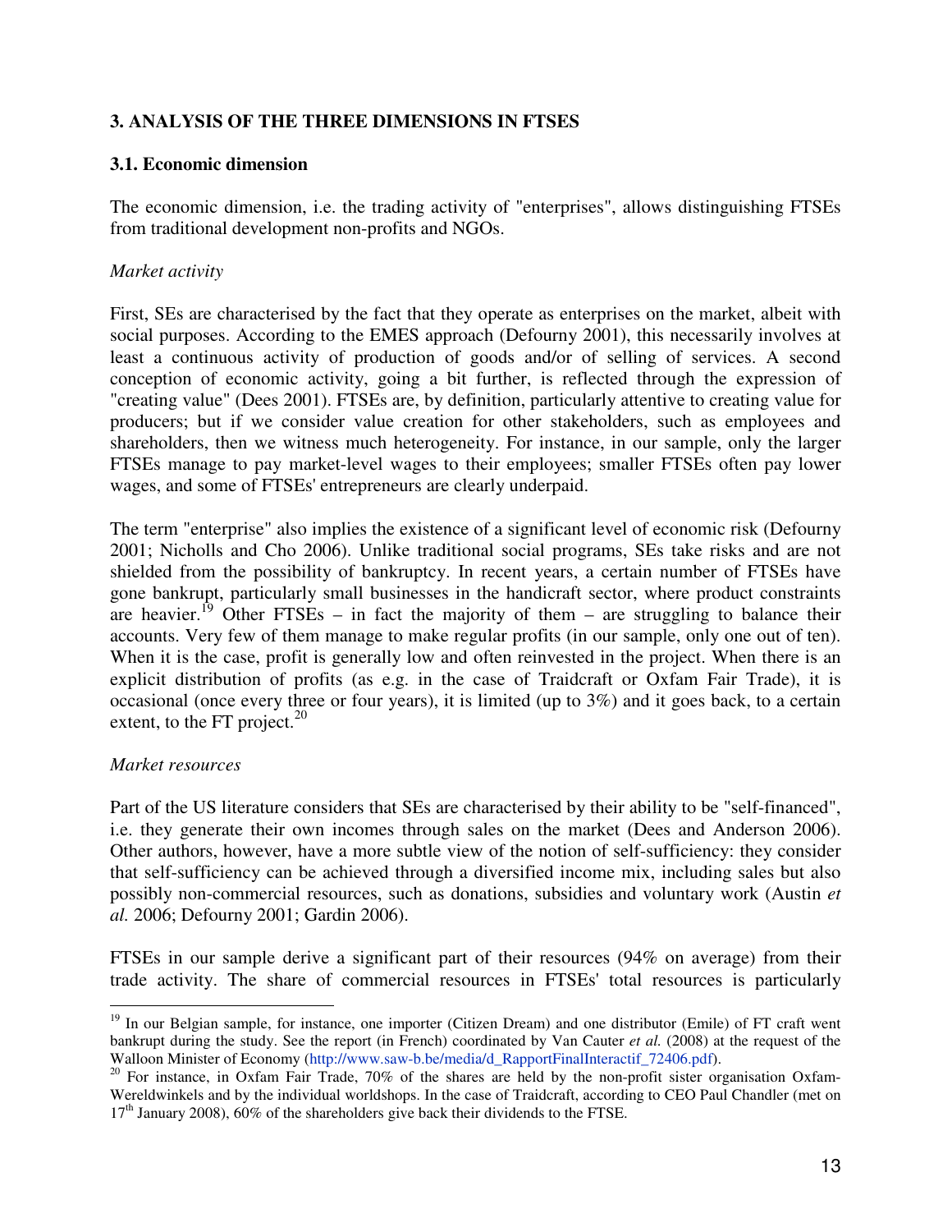## 3. ANALYSIS OF THE THREE DIMENSIONS IN FTSES

### 3.1. Economic dimension

The economic dimension, i.e. the trading activity of "enterprises", allows distinguishing FTSEs from traditional development non-profits and NGOs.

*Market activity*

First, SEs are characterised by the fact that they operate as enterprises on the market, albeit with social purposes. According to the EMES approach (Defourny 2001), this necessarily involves at least a continuous activity of production of goods and/or of selling of services. A second conception of economic activity, going a bit further, is reflected through the expression of "creating value" (Dees 2001). FTSEs are, by definition, particularly attentive to creating value for producers; but if we consider value creation for other stakeholders, such as employees and shareholders, then we witness much heterogeneity. For instance, in our sample, only the larger FTSEs manage to pay market-level wages to their employees; smaller FTSEs often pay lower wages, and some of FTSEs' entrepreneurs are clearly underpaid.

The term "enterprise" also implies the existence of a significant level of economic risk (Defourny 2001; Nicholls and Cho 2006). Unlike traditional social programs, SEs take risks and are not shielded from the possibility of bankruptcy. In recent years, a certain number of FTSEs have gone bankrupt, particularly small businesses in the handicraft sector, where product constraints are heavier.[19] Other FTSEs – in fact the majority of them – are struggling to balance their accounts. Very few of them manage to make regular profits (in our sample, only one out of ten). When it is the case, profit is generally low and often reinvested in the project. When there is an explicit distribution of profits (as e.g. in the case of Traidcraft or Oxfam Fair Trade), it is occasional (once every three or four years), it is limited (up to 3%) and it goes back, to a certain extent, to the FT project.[20]

*Market resources*

Part of the US literature considers that SEs are characterised by their ability to be "self-financed", i.e. they generate their own incomes through sales on the market (Dees and Anderson 2006). Other authors, however, have a more subtle view of the notion of self-sufficiency: they consider that self-sufficiency can be achieved through a diversified income mix, including sales but also possibly non-commercial resources, such as donations, subsidies and voluntary work (Austin *et al.* 2006; Defourny 2001; Gardin 2006).

FTSEs in our sample derive a significant part of their resources (94% on average) from their trade activity. The share of commercial resources in FTSEs' total resources is particularly

---

[19] In our Belgian sample, for instance, one importer (Citizen Dream) and one distributor (Emile) of FT craft went bankrupt during the study. See the report (in French) coordinated by Van Cauter *et al.* (2008) at the request of the Walloon Minister of Economy (http://www.saw-b.be/media/d_RapportFinalInteractif_72406.pdf).

[20] For instance, in Oxfam Fair Trade, 70% of the shares are held by the non-profit sister organisation Oxfam-Wereldwinkels and by the individual worldshops. In the case of Traidcraft, according to CEO Paul Chandler (met on 17th January 2008), 60% of the shareholders give back their dividends to the FTSE.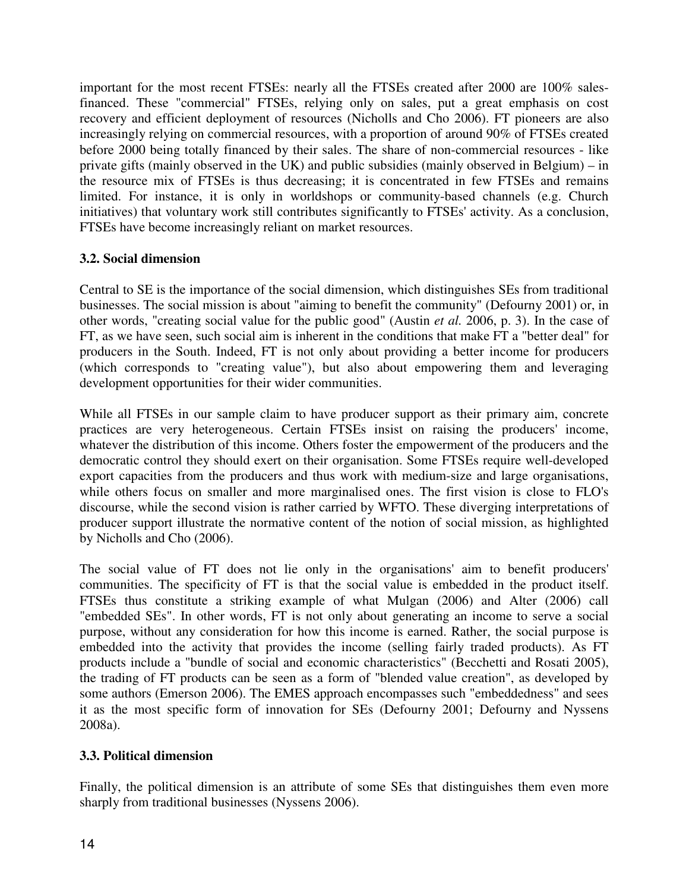important for the most recent FTSEs: nearly all the FTSEs created after 2000 are 100% sales-financed. These "commercial" FTSEs, relying only on sales, put a great emphasis on cost recovery and efficient deployment of resources (Nicholls and Cho 2006). FT pioneers are also increasingly relying on commercial resources, with a proportion of around 90% of FTSEs created before 2000 being totally financed by their sales. The share of non-commercial resources - like private gifts (mainly observed in the UK) and public subsidies (mainly observed in Belgium) – in the resource mix of FTSEs is thus decreasing; it is concentrated in few FTSEs and remains limited. For instance, it is only in worldshops or community-based channels (e.g. Church initiatives) that voluntary work still contributes significantly to FTSEs' activity. As a conclusion, FTSEs have become increasingly reliant on market resources.

### 3.2. Social dimension

Central to SE is the importance of the social dimension, which distinguishes SEs from traditional businesses. The social mission is about "aiming to benefit the community" (Defourny 2001) or, in other words, "creating social value for the public good" (Austin *et al.* 2006, p. 3). In the case of FT, as we have seen, such social aim is inherent in the conditions that make FT a "better deal" for producers in the South. Indeed, FT is not only about providing a better income for producers (which corresponds to "creating value"), but also about empowering them and leveraging development opportunities for their wider communities.

While all FTSEs in our sample claim to have producer support as their primary aim, concrete practices are very heterogeneous. Certain FTSEs insist on raising the producers' income, whatever the distribution of this income. Others foster the empowerment of the producers and the democratic control they should exert on their organisation. Some FTSEs require well-developed export capacities from the producers and thus work with medium-size and large organisations, while others focus on smaller and more marginalised ones. The first vision is close to FLO's discourse, while the second vision is rather carried by WFTO. These diverging interpretations of producer support illustrate the normative content of the notion of social mission, as highlighted by Nicholls and Cho (2006).

The social value of FT does not lie only in the organisations' aim to benefit producers' communities. The specificity of FT is that the social value is embedded in the product itself. FTSEs thus constitute a striking example of what Mulgan (2006) and Alter (2006) call "embedded SEs". In other words, FT is not only about generating an income to serve a social purpose, without any consideration for how this income is earned. Rather, the social purpose is embedded into the activity that provides the income (selling fairly traded products). As FT products include a "bundle of social and economic characteristics" (Becchetti and Rosati 2005), the trading of FT products can be seen as a form of "blended value creation", as developed by some authors (Emerson 2006). The EMES approach encompasses such "embeddedness" and sees it as the most specific form of innovation for SEs (Defourny 2001; Defourny and Nyssens 2008a).

### 3.3. Political dimension

Finally, the political dimension is an attribute of some SEs that distinguishes them even more sharply from traditional businesses (Nyssens 2006).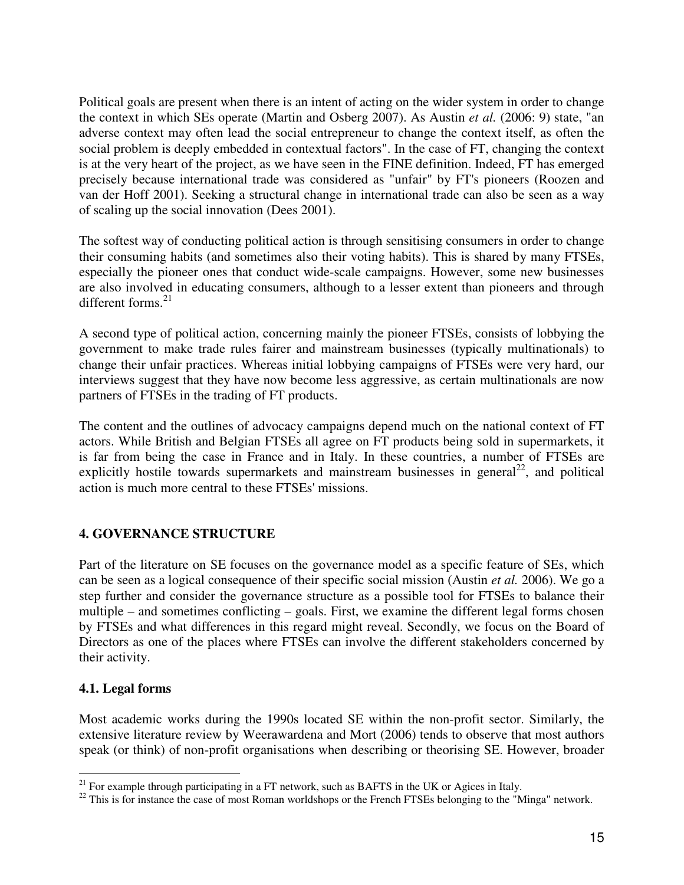Political goals are present when there is an intent of acting on the wider system in order to change the context in which SEs operate (Martin and Osberg 2007). As Austin *et al.* (2006: 9) state, "an adverse context may often lead the social entrepreneur to change the context itself, as often the social problem is deeply embedded in contextual factors". In the case of FT, changing the context is at the very heart of the project, as we have seen in the FINE definition. Indeed, FT has emerged precisely because international trade was considered as "unfair" by FT's pioneers (Roozen and van der Hoff 2001). Seeking a structural change in international trade can also be seen as a way of scaling up the social innovation (Dees 2001).

The softest way of conducting political action is through sensitising consumers in order to change their consuming habits (and sometimes also their voting habits). This is shared by many FTSEs, especially the pioneer ones that conduct wide-scale campaigns. However, some new businesses are also involved in educating consumers, although to a lesser extent than pioneers and through different forms.[21]

A second type of political action, concerning mainly the pioneer FTSEs, consists of lobbying the government to make trade rules fairer and mainstream businesses (typically multinationals) to change their unfair practices. Whereas initial lobbying campaigns of FTSEs were very hard, our interviews suggest that they have now become less aggressive, as certain multinationals are now partners of FTSEs in the trading of FT products.

The content and the outlines of advocacy campaigns depend much on the national context of FT actors. While British and Belgian FTSEs all agree on FT products being sold in supermarkets, it is far from being the case in France and in Italy. In these countries, a number of FTSEs are explicitly hostile towards supermarkets and mainstream businesses in general[22], and political action is much more central to these FTSEs' missions.

## 4. GOVERNANCE STRUCTURE

Part of the literature on SE focuses on the governance model as a specific feature of SEs, which can be seen as a logical consequence of their specific social mission (Austin *et al.* 2006). We go a step further and consider the governance structure as a possible tool for FTSEs to balance their multiple – and sometimes conflicting – goals. First, we examine the different legal forms chosen by FTSEs and what differences in this regard might reveal. Secondly, we focus on the Board of Directors as one of the places where FTSEs can involve the different stakeholders concerned by their activity.

### 4.1. Legal forms

Most academic works during the 1990s located SE within the non-profit sector. Similarly, the extensive literature review by Weerawardena and Mort (2006) tends to observe that most authors speak (or think) of non-profit organisations when describing or theorising SE. However, broader

---

[21] For example through participating in a FT network, such as BAFTS in the UK or Agices in Italy.

[22] This is for instance the case of most Roman worldshops or the French FTSEs belonging to the "Minga" network.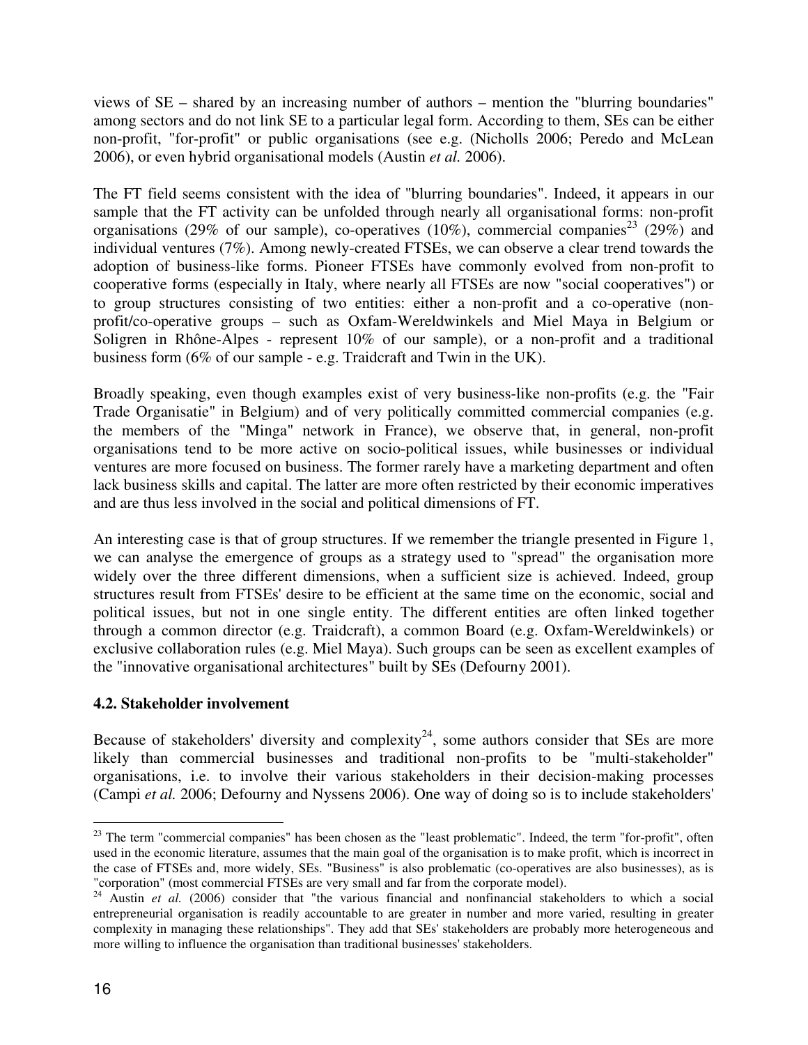views of SE – shared by an increasing number of authors – mention the "blurring boundaries" among sectors and do not link SE to a particular legal form. According to them, SEs can be either non-profit, "for-profit" or public organisations (see e.g. (Nicholls 2006; Peredo and McLean 2006), or even hybrid organisational models (Austin *et al.* 2006).

The FT field seems consistent with the idea of "blurring boundaries". Indeed, it appears in our sample that the FT activity can be unfolded through nearly all organisational forms: non-profit organisations (29% of our sample), co-operatives (10%), commercial companies[23] (29%) and individual ventures (7%). Among newly-created FTSEs, we can observe a clear trend towards the adoption of business-like forms. Pioneer FTSEs have commonly evolved from non-profit to cooperative forms (especially in Italy, where nearly all FTSEs are now "social cooperatives") or to group structures consisting of two entities: either a non-profit and a co-operative (non-profit/co-operative groups – such as Oxfam-Wereldwinkels and Miel Maya in Belgium or Soligren in Rhône-Alpes - represent 10% of our sample), or a non-profit and a traditional business form (6% of our sample - e.g. Traidcraft and Twin in the UK).

Broadly speaking, even though examples exist of very business-like non-profits (e.g. the "Fair Trade Organisatie" in Belgium) and of very politically committed commercial companies (e.g. the members of the "Minga" network in France), we observe that, in general, non-profit organisations tend to be more active on socio-political issues, while businesses or individual ventures are more focused on business. The former rarely have a marketing department and often lack business skills and capital. The latter are more often restricted by their economic imperatives and are thus less involved in the social and political dimensions of FT.

An interesting case is that of group structures. If we remember the triangle presented in Figure 1, we can analyse the emergence of groups as a strategy used to "spread" the organisation more widely over the three different dimensions, when a sufficient size is achieved. Indeed, group structures result from FTSEs' desire to be efficient at the same time on the economic, social and political issues, but not in one single entity. The different entities are often linked together through a common director (e.g. Traidcraft), a common Board (e.g. Oxfam-Wereldwinkels) or exclusive collaboration rules (e.g. Miel Maya). Such groups can be seen as excellent examples of the "innovative organisational architectures" built by SEs (Defourny 2001).

### 4.2. Stakeholder involvement

Because of stakeholders' diversity and complexity[24], some authors consider that SEs are more likely than commercial businesses and traditional non-profits to be "multi-stakeholder" organisations, i.e. to involve their various stakeholders in their decision-making processes (Campi *et al.* 2006; Defourny and Nyssens 2006). One way of doing so is to include stakeholders'

---

[23] The term "commercial companies" has been chosen as the "least problematic". Indeed, the term "for-profit", often used in the economic literature, assumes that the main goal of the organisation is to make profit, which is incorrect in the case of FTSEs and, more widely, SEs. "Business" is also problematic (co-operatives are also businesses), as is "corporation" (most commercial FTSEs are very small and far from the corporate model).

[24] Austin *et al.* (2006) consider that "the various financial and nonfinancial stakeholders to which a social entrepreneurial organisation is readily accountable to are greater in number and more varied, resulting in greater complexity in managing these relationships". They add that SEs' stakeholders are probably more heterogeneous and more willing to influence the organisation than traditional businesses' stakeholders.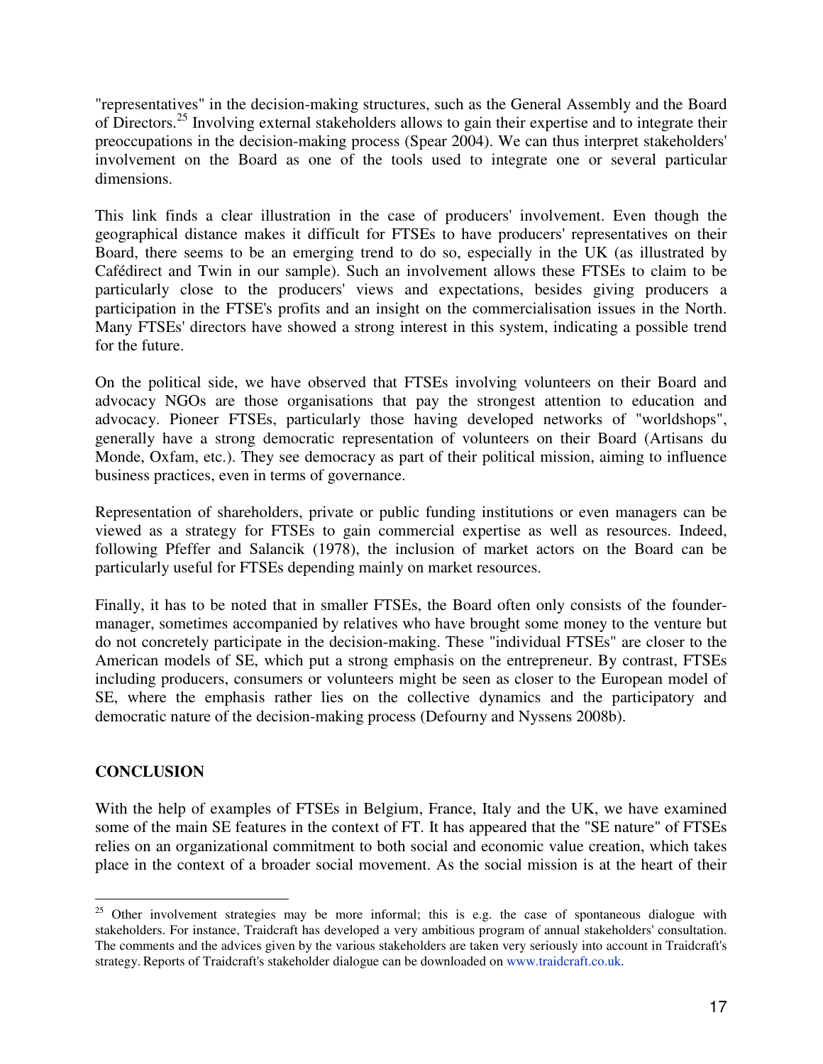"representatives" in the decision-making structures, such as the General Assembly and the Board of Directors.[25] Involving external stakeholders allows to gain their expertise and to integrate their preoccupations in the decision-making process (Spear 2004). We can thus interpret stakeholders' involvement on the Board as one of the tools used to integrate one or several particular dimensions.

This link finds a clear illustration in the case of producers' involvement. Even though the geographical distance makes it difficult for FTSEs to have producers' representatives on their Board, there seems to be an emerging trend to do so, especially in the UK (as illustrated by Cafédirect and Twin in our sample). Such an involvement allows these FTSEs to claim to be particularly close to the producers' views and expectations, besides giving producers a participation in the FTSE's profits and an insight on the commercialisation issues in the North. Many FTSEs' directors have showed a strong interest in this system, indicating a possible trend for the future.

On the political side, we have observed that FTSEs involving volunteers on their Board and advocacy NGOs are those organisations that pay the strongest attention to education and advocacy. Pioneer FTSEs, particularly those having developed networks of "worldshops", generally have a strong democratic representation of volunteers on their Board (Artisans du Monde, Oxfam, etc.). They see democracy as part of their political mission, aiming to influence business practices, even in terms of governance.

Representation of shareholders, private or public funding institutions or even managers can be viewed as a strategy for FTSEs to gain commercial expertise as well as resources. Indeed, following Pfeffer and Salancik (1978), the inclusion of market actors on the Board can be particularly useful for FTSEs depending mainly on market resources.

Finally, it has to be noted that in smaller FTSEs, the Board often only consists of the founder-manager, sometimes accompanied by relatives who have brought some money to the venture but do not concretely participate in the decision-making. These "individual FTSEs" are closer to the American models of SE, which put a strong emphasis on the entrepreneur. By contrast, FTSEs including producers, consumers or volunteers might be seen as closer to the European model of SE, where the emphasis rather lies on the collective dynamics and the participatory and democratic nature of the decision-making process (Defourny and Nyssens 2008b).

## CONCLUSION

With the help of examples of FTSEs in Belgium, France, Italy and the UK, we have examined some of the main SE features in the context of FT. It has appeared that the "SE nature" of FTSEs relies on an organizational commitment to both social and economic value creation, which takes place in the context of a broader social movement. As the social mission is at the heart of their

---

[25] Other involvement strategies may be more informal; this is e.g. the case of spontaneous dialogue with stakeholders. For instance, Traidcraft has developed a very ambitious program of annual stakeholders' consultation. The comments and the advices given by the various stakeholders are taken very seriously into account in Traidcraft's strategy. Reports of Traidcraft's stakeholder dialogue can be downloaded on www.traidcraft.co.uk.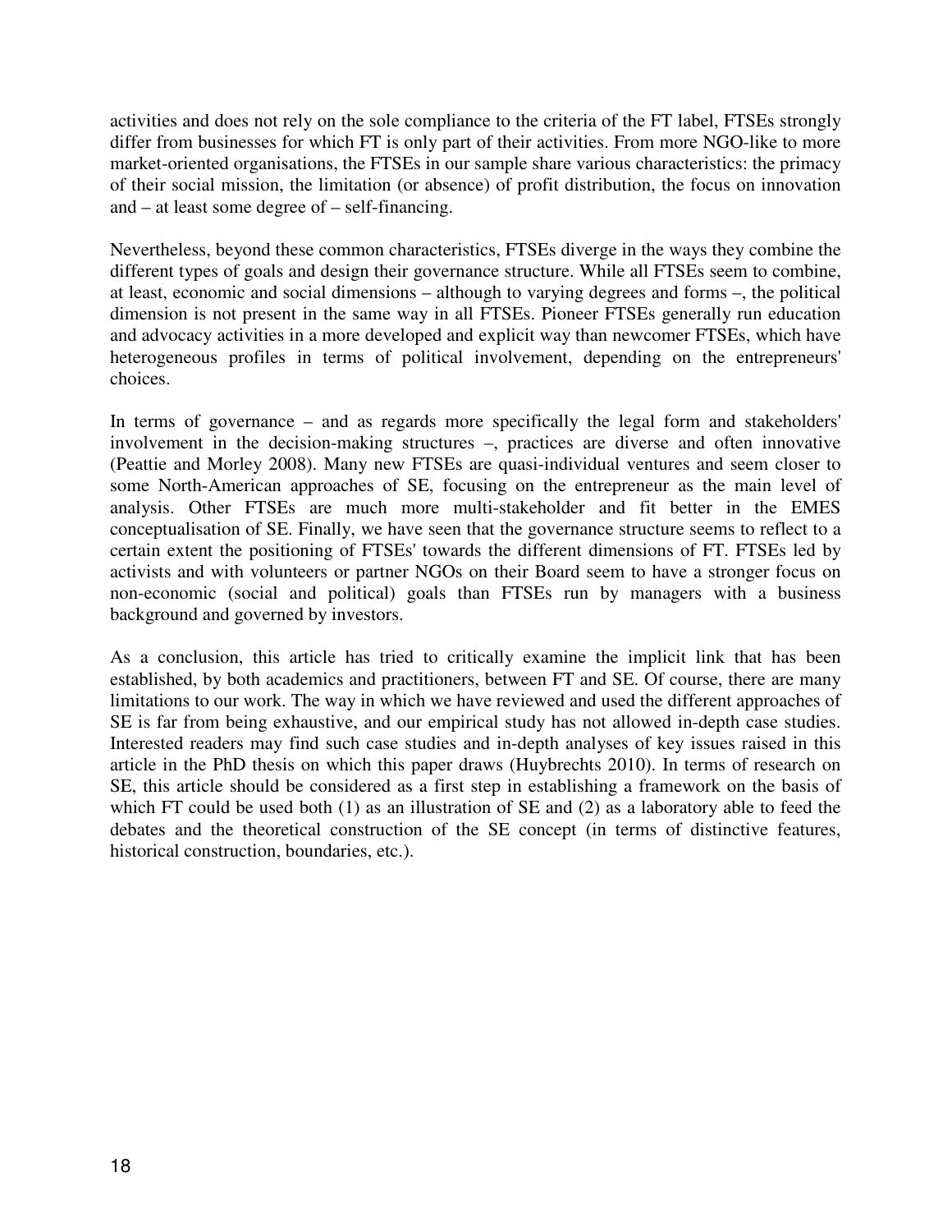activities and does not rely on the sole compliance to the criteria of the FT label, FTSEs strongly differ from businesses for which FT is only part of their activities. From more NGO-like to more market-oriented organisations, the FTSEs in our sample share various characteristics: the primacy of their social mission, the limitation (or absence) of profit distribution, the focus on innovation and – at least some degree of – self-financing.

Nevertheless, beyond these common characteristics, FTSEs diverge in the ways they combine the different types of goals and design their governance structure. While all FTSEs seem to combine, at least, economic and social dimensions – although to varying degrees and forms –, the political dimension is not present in the same way in all FTSEs. Pioneer FTSEs generally run education and advocacy activities in a more developed and explicit way than newcomer FTSEs, which have heterogeneous profiles in terms of political involvement, depending on the entrepreneurs' choices.

In terms of governance – and as regards more specifically the legal form and stakeholders' involvement in the decision-making structures –, practices are diverse and often innovative (Peattie and Morley 2008). Many new FTSEs are quasi-individual ventures and seem closer to some North-American approaches of SE, focusing on the entrepreneur as the main level of analysis. Other FTSEs are much more multi-stakeholder and fit better in the EMES conceptualisation of SE. Finally, we have seen that the governance structure seems to reflect to a certain extent the positioning of FTSEs' towards the different dimensions of FT. FTSEs led by activists and with volunteers or partner NGOs on their Board seem to have a stronger focus on non-economic (social and political) goals than FTSEs run by managers with a business background and governed by investors.

As a conclusion, this article has tried to critically examine the implicit link that has been established, by both academics and practitioners, between FT and SE. Of course, there are many limitations to our work. The way in which we have reviewed and used the different approaches of SE is far from being exhaustive, and our empirical study has not allowed in-depth case studies. Interested readers may find such case studies and in-depth analyses of key issues raised in this article in the PhD thesis on which this paper draws (Huybrechts 2010). In terms of research on SE, this article should be considered as a first step in establishing a framework on the basis of which FT could be used both (1) as an illustration of SE and (2) as a laboratory able to feed the debates and the theoretical construction of the SE concept (in terms of distinctive features, historical construction, boundaries, etc.).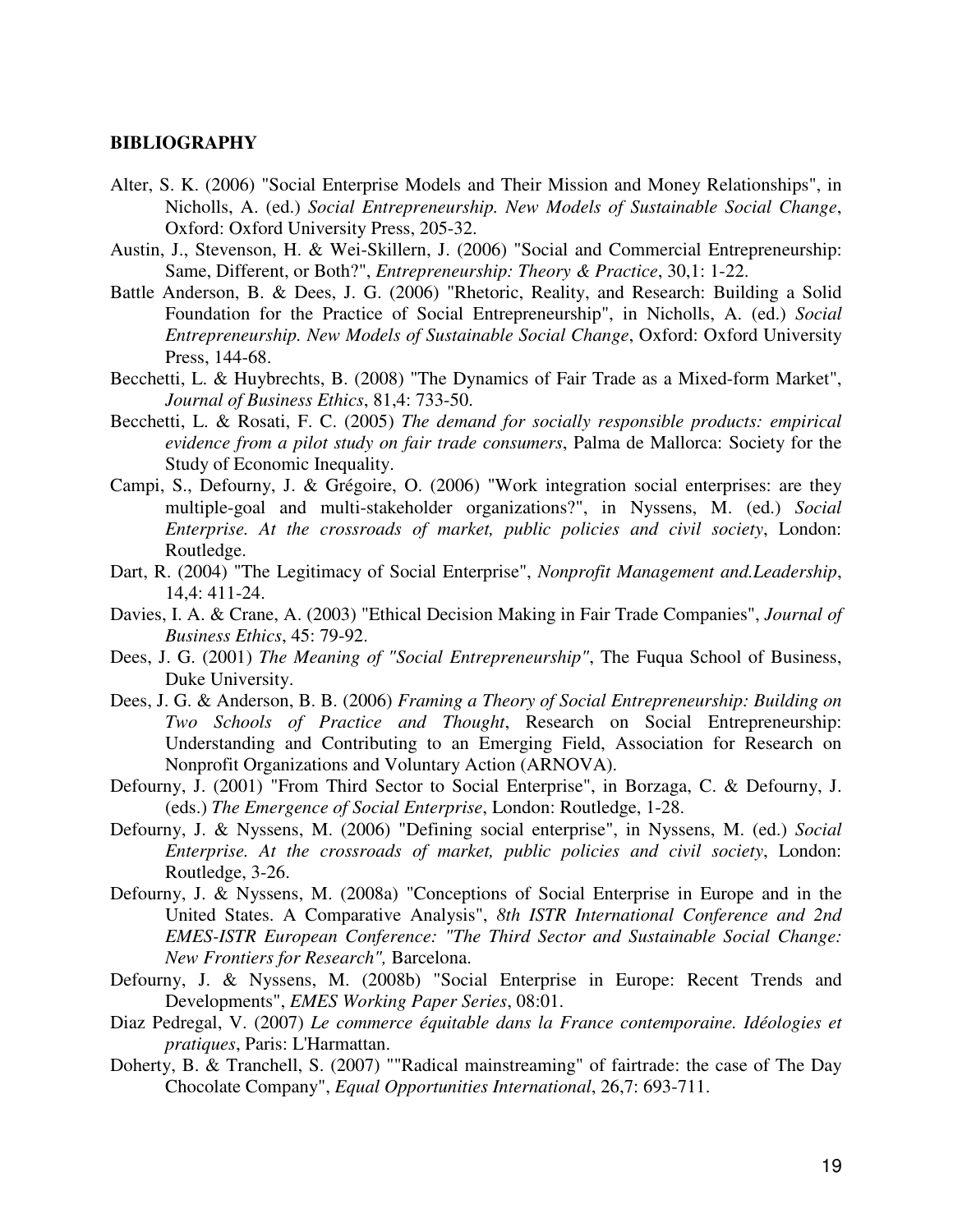**BIBLIOGRAPHY**

Alter, S. K. (2006) "Social Enterprise Models and Their Mission and Money Relationships", in Nicholls, A. (ed.) *Social Entrepreneurship. New Models of Sustainable Social Change*, Oxford: Oxford University Press, 205-32.

Austin, J., Stevenson, H. & Wei-Skillern, J. (2006) "Social and Commercial Entrepreneurship: Same, Different, or Both?", *Entrepreneurship: Theory & Practice*, 30,1: 1-22.

Battle Anderson, B. & Dees, J. G. (2006) "Rhetoric, Reality, and Research: Building a Solid Foundation for the Practice of Social Entrepreneurship", in Nicholls, A. (ed.) *Social Entrepreneurship. New Models of Sustainable Social Change*, Oxford: Oxford University Press, 144-68.

Becchetti, L. & Huybrechts, B. (2008) "The Dynamics of Fair Trade as a Mixed-form Market", *Journal of Business Ethics*, 81,4: 733-50.

Becchetti, L. & Rosati, F. C. (2005) *The demand for socially responsible products: empirical evidence from a pilot study on fair trade consumers*, Palma de Mallorca: Society for the Study of Economic Inequality.

Campi, S., Defourny, J. & Grégoire, O. (2006) "Work integration social enterprises: are they multiple-goal and multi-stakeholder organizations?", in Nyssens, M. (ed.) *Social Enterprise. At the crossroads of market, public policies and civil society*, London: Routledge.

Dart, R. (2004) "The Legitimacy of Social Enterprise", *Nonprofit Management and.Leadership*, 14,4: 411-24.

Davies, I. A. & Crane, A. (2003) "Ethical Decision Making in Fair Trade Companies", *Journal of Business Ethics*, 45: 79-92.

Dees, J. G. (2001) *The Meaning of "Social Entrepreneurship"*, The Fuqua School of Business, Duke University.

Dees, J. G. & Anderson, B. B. (2006) *Framing a Theory of Social Entrepreneurship: Building on Two Schools of Practice and Thought*, Research on Social Entrepreneurship: Understanding and Contributing to an Emerging Field, Association for Research on Nonprofit Organizations and Voluntary Action (ARNOVA).

Defourny, J. (2001) "From Third Sector to Social Enterprise", in Borzaga, C. & Defourny, J. (eds.) *The Emergence of Social Enterprise*, London: Routledge, 1-28.

Defourny, J. & Nyssens, M. (2006) "Defining social enterprise", in Nyssens, M. (ed.) *Social Enterprise. At the crossroads of market, public policies and civil society*, London: Routledge, 3-26.

Defourny, J. & Nyssens, M. (2008a) "Conceptions of Social Enterprise in Europe and in the United States. A Comparative Analysis", *8th ISTR International Conference and 2nd EMES-ISTR European Conference: "The Third Sector and Sustainable Social Change: New Frontiers for Research",* Barcelona.

Defourny, J. & Nyssens, M. (2008b) "Social Enterprise in Europe: Recent Trends and Developments", *EMES Working Paper Series*, 08:01.

Diaz Pedregal, V. (2007) *Le commerce équitable dans la France contemporaine. Idéologies et pratiques*, Paris: L'Harmattan.

Doherty, B. & Tranchell, S. (2007) ""Radical mainstreaming" of fairtrade: the case of The Day Chocolate Company", *Equal Opportunities International*, 26,7: 693-711.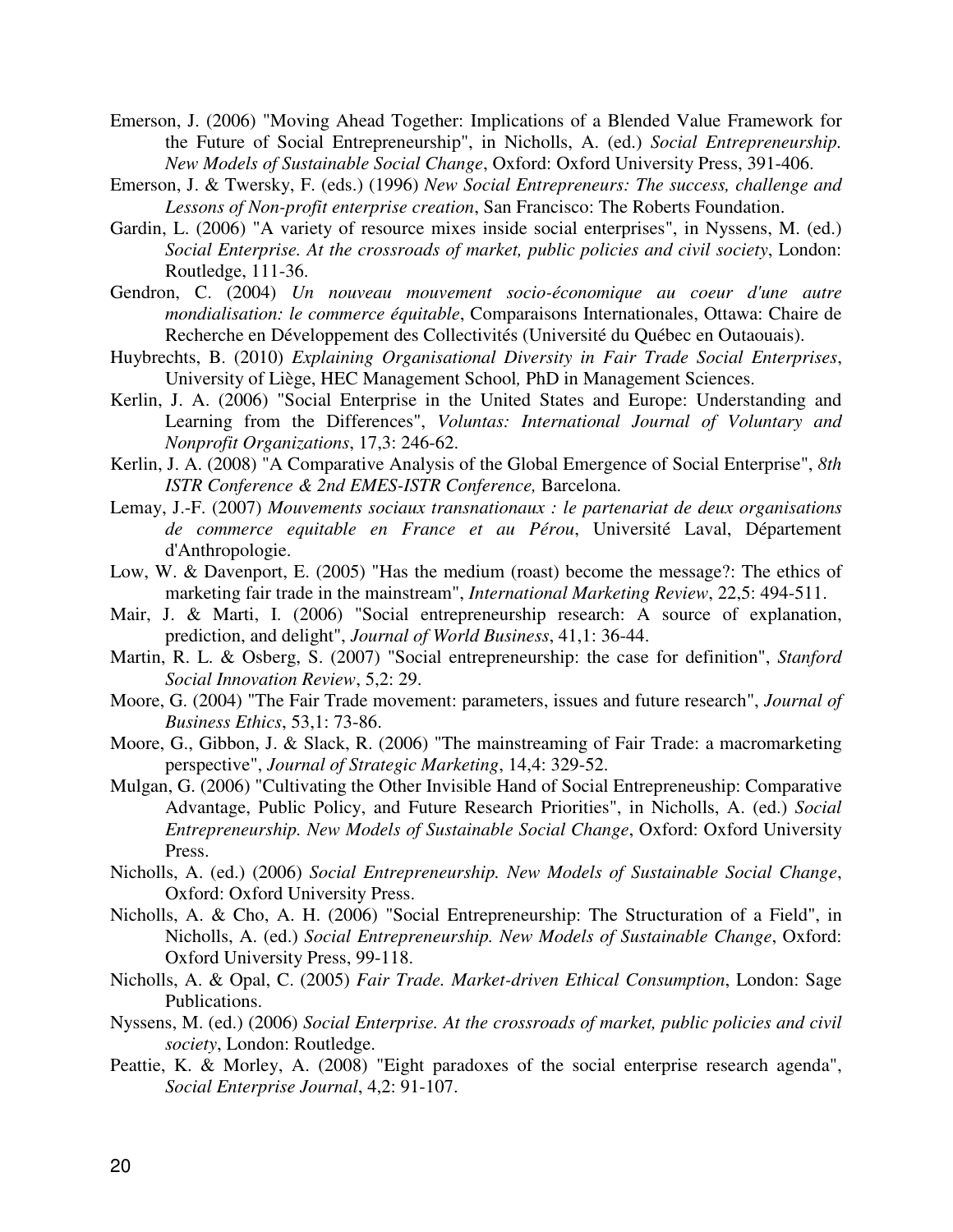Emerson, J. (2006) "Moving Ahead Together: Implications of a Blended Value Framework for the Future of Social Entrepreneurship", in Nicholls, A. (ed.) *Social Entrepreneurship. New Models of Sustainable Social Change*, Oxford: Oxford University Press, 391-406.

Emerson, J. & Twersky, F. (eds.) (1996) *New Social Entrepreneurs: The success, challenge and Lessons of Non-profit enterprise creation*, San Francisco: The Roberts Foundation.

Gardin, L. (2006) "A variety of resource mixes inside social enterprises", in Nyssens, M. (ed.) *Social Enterprise. At the crossroads of market, public policies and civil society*, London: Routledge, 111-36.

Gendron, C. (2004) *Un nouveau mouvement socio-économique au coeur d'une autre mondialisation: le commerce équitable*, Comparaisons Internationales, Ottawa: Chaire de Recherche en Développement des Collectivités (Université du Québec en Outaouais).

Huybrechts, B. (2010) *Explaining Organisational Diversity in Fair Trade Social Enterprises*, University of Liège, HEC Management School*,* PhD in Management Sciences.

Kerlin, J. A. (2006) "Social Enterprise in the United States and Europe: Understanding and Learning from the Differences", *Voluntas: International Journal of Voluntary and Nonprofit Organizations*, 17,3: 246-62.

Kerlin, J. A. (2008) "A Comparative Analysis of the Global Emergence of Social Enterprise", *8th ISTR Conference & 2nd EMES-ISTR Conference,* Barcelona.

Lemay, J.-F. (2007) *Mouvements sociaux transnationaux : le partenariat de deux organisations de commerce equitable en France et au Pérou*, Université Laval, Département d'Anthropologie.

Low, W. & Davenport, E. (2005) "Has the medium (roast) become the message?: The ethics of marketing fair trade in the mainstream", *International Marketing Review*, 22,5: 494-511.

Mair, J. & Marti, I. (2006) "Social entrepreneurship research: A source of explanation, prediction, and delight", *Journal of World Business*, 41,1: 36-44.

Martin, R. L. & Osberg, S. (2007) "Social entrepreneurship: the case for definition", *Stanford Social Innovation Review*, 5,2: 29.

Moore, G. (2004) "The Fair Trade movement: parameters, issues and future research", *Journal of Business Ethics*, 53,1: 73-86.

Moore, G., Gibbon, J. & Slack, R. (2006) "The mainstreaming of Fair Trade: a macromarketing perspective", *Journal of Strategic Marketing*, 14,4: 329-52.

Mulgan, G. (2006) "Cultivating the Other Invisible Hand of Social Entrepreneuship: Comparative Advantage, Public Policy, and Future Research Priorities", in Nicholls, A. (ed.) *Social Entrepreneurship. New Models of Sustainable Social Change*, Oxford: Oxford University Press.

Nicholls, A. (ed.) (2006) *Social Entrepreneurship. New Models of Sustainable Social Change*, Oxford: Oxford University Press.

Nicholls, A. & Cho, A. H. (2006) "Social Entrepreneurship: The Structuration of a Field", in Nicholls, A. (ed.) *Social Entrepreneurship. New Models of Sustainable Change*, Oxford: Oxford University Press, 99-118.

Nicholls, A. & Opal, C. (2005) *Fair Trade. Market-driven Ethical Consumption*, London: Sage Publications.

Nyssens, M. (ed.) (2006) *Social Enterprise. At the crossroads of market, public policies and civil society*, London: Routledge.

Peattie, K. & Morley, A. (2008) "Eight paradoxes of the social enterprise research agenda", *Social Enterprise Journal*, 4,2: 91-107.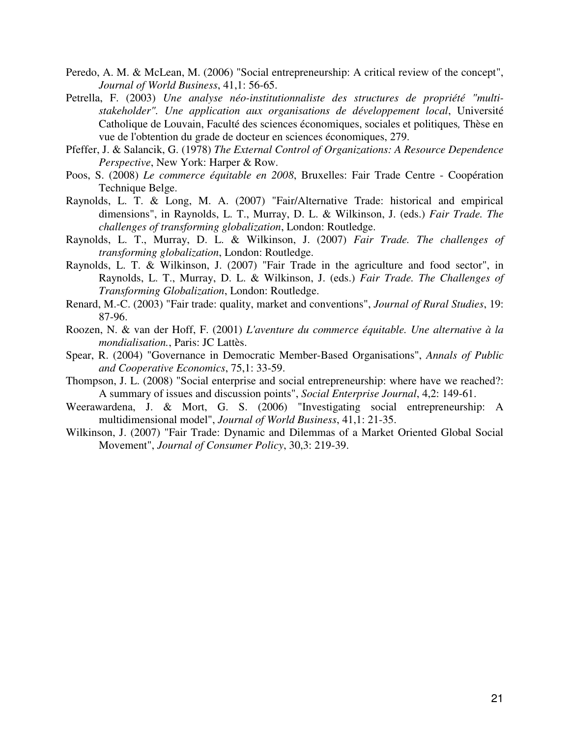Peredo, A. M. & McLean, M. (2006) "Social entrepreneurship: A critical review of the concept", *Journal of World Business*, 41,1: 56-65.

Petrella, F. (2003) *Une analyse néo-institutionnaliste des structures de propriété "multi-stakeholder". Une application aux organisations de développement local*, Université Catholique de Louvain, Faculté des sciences économiques, sociales et politiques*,* Thèse en vue de l'obtention du grade de docteur en sciences économiques, 279.

Pfeffer, J. & Salancik, G. (1978) *The External Control of Organizations: A Resource Dependence Perspective*, New York: Harper & Row.

Poos, S. (2008) *Le commerce équitable en 2008*, Bruxelles: Fair Trade Centre - Coopération Technique Belge.

Raynolds, L. T. & Long, M. A. (2007) "Fair/Alternative Trade: historical and empirical dimensions", in Raynolds, L. T., Murray, D. L. & Wilkinson, J. (eds.) *Fair Trade. The challenges of transforming globalization*, London: Routledge.

Raynolds, L. T., Murray, D. L. & Wilkinson, J. (2007) *Fair Trade. The challenges of transforming globalization*, London: Routledge.

Raynolds, L. T. & Wilkinson, J. (2007) "Fair Trade in the agriculture and food sector", in Raynolds, L. T., Murray, D. L. & Wilkinson, J. (eds.) *Fair Trade. The Challenges of Transforming Globalization*, London: Routledge.

Renard, M.-C. (2003) "Fair trade: quality, market and conventions", *Journal of Rural Studies*, 19: 87-96.

Roozen, N. & van der Hoff, F. (2001) *L'aventure du commerce équitable. Une alternative à la mondialisation.*, Paris: JC Lattès.

Spear, R. (2004) "Governance in Democratic Member-Based Organisations", *Annals of Public and Cooperative Economics*, 75,1: 33-59.

Thompson, J. L. (2008) "Social enterprise and social entrepreneurship: where have we reached?: A summary of issues and discussion points", *Social Enterprise Journal*, 4,2: 149-61.

Weerawardena, J. & Mort, G. S. (2006) "Investigating social entrepreneurship: A multidimensional model", *Journal of World Business*, 41,1: 21-35.

Wilkinson, J. (2007) "Fair Trade: Dynamic and Dilemmas of a Market Oriented Global Social Movement", *Journal of Consumer Policy*, 30,3: 219-39.